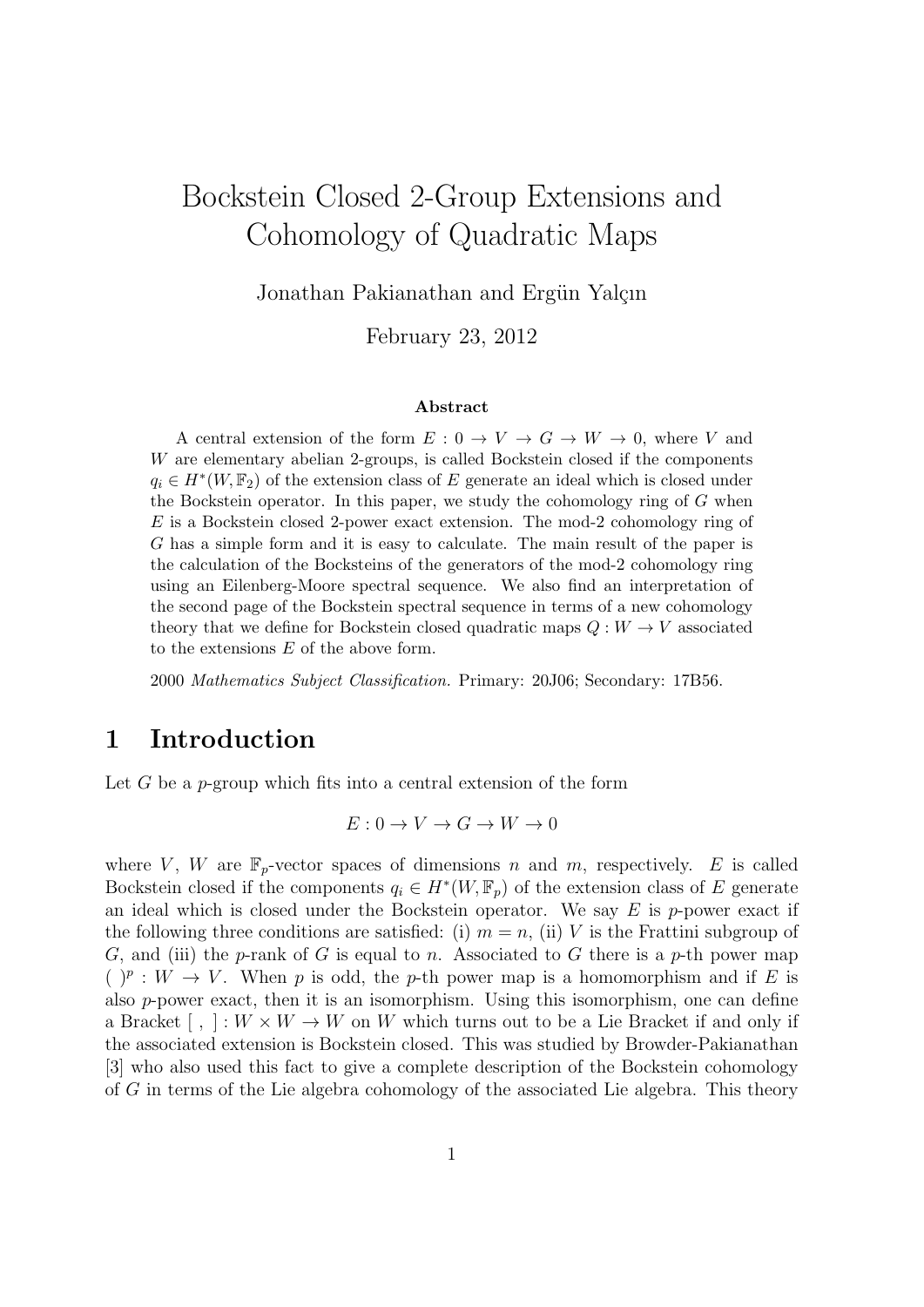# Bockstein Closed 2-Group Extensions and Cohomology of Quadratic Maps

Jonathan Pakianathan and Ergün Yalçın

February 23, 2012

### Abstract

A central extension of the form $E : 0 \to V \to G \to W \to 0$, where $V$ and $W$ are elementary abelian 2-groups, is called Bockstein closed if the components $q_i \in H^*(W, \mathbb{F}_2)$ of the extension class of $E$ generate an ideal which is closed under the Bockstein operator. In this paper, we study the cohomology ring of $G$ when $E$ is a Bockstein closed 2-power exact extension. The mod-2 cohomology ring of $G$ has a simple form and it is easy to calculate. The main result of the paper is the calculation of the Bocksteins of the generators of the mod-2 cohomology ring using an Eilenberg-Moore spectral sequence. We also find an interpretation of the second page of the Bockstein spectral sequence in terms of a new cohomology theory that we define for Bockstein closed quadratic maps $Q : W \to V$ associated to the extensions $E$ of the above form.

2000 *Mathematics Subject Classification.* Primary: 20J06; Secondary: 17B56.

## 1 Introduction

Let $G$ be a $p$-group which fits into a central extension of the form

$$E : 0 \to V \to G \to W \to 0$$

where $V$, $W$ are $\mathbb{F}_p$-vector spaces of dimensions $n$ and $m$, respectively. $E$ is called Bockstein closed if the components $q_i \in H^*(W, \mathbb{F}_p)$ of the extension class of $E$ generate an ideal which is closed under the Bockstein operator. We say $E$ is $p$-power exact if the following three conditions are satisfied: (i) $m = n$, (ii) $V$ is the Frattini subgroup of $G$, and (iii) the $p$-rank of $G$ is equal to $n$. Associated to $G$ there is a $p$-th power map $(\ )^p : W \to V$. When $p$ is odd, the $p$-th power map is a homomorphism and if $E$ is also $p$-power exact, then it is an isomorphism. Using this isomorphism, one can define a Bracket $[\ ,\ ] : W \times W \to W$ on $W$ which turns out to be a Lie Bracket if and only if the associated extension is Bockstein closed. This was studied by Browder-Pakianathan [3] who also used this fact to give a complete description of the Bockstein cohomology of $G$ in terms of the Lie algebra cohomology of the associated Lie algebra. This theory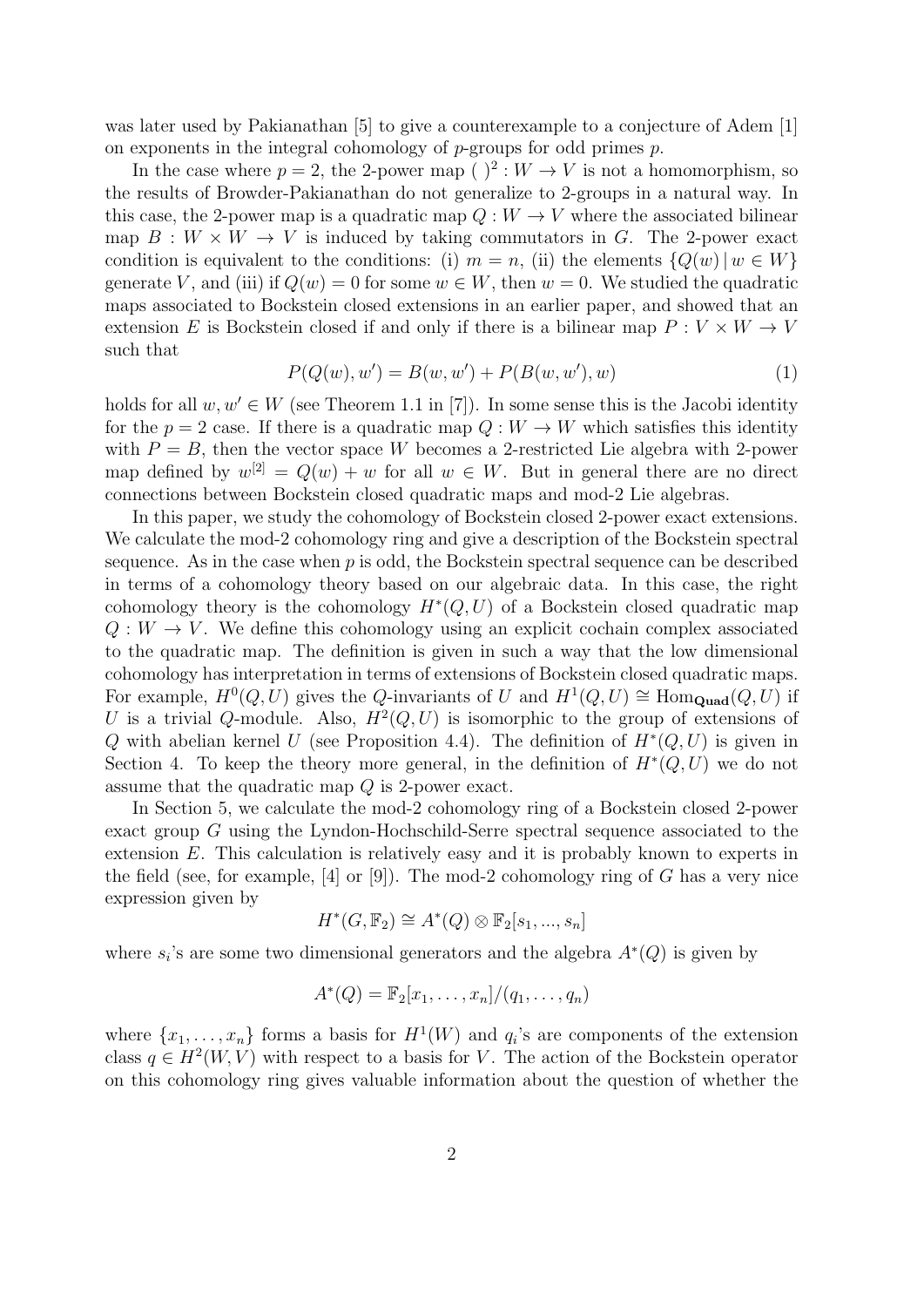was later used by Pakianathan [5] to give a counterexample to a conjecture of Adem [1] on exponents in the integral cohomology of $p$-groups for odd primes $p$.

In the case where $p = 2$, the 2-power map $(\ )^2 : W \to V$ is not a homomorphism, so the results of Browder-Pakianathan do not generalize to 2-groups in a natural way. In this case, the 2-power map is a quadratic map $Q : W \to V$ where the associated bilinear map $B : W \times W \to V$ is induced by taking commutators in $G$. The 2-power exact condition is equivalent to the conditions: (i) $m = n$, (ii) the elements $\{Q(w) \mid w \in W\}$ generate $V$, and (iii) if $Q(w) = 0$ for some $w \in W$, then $w = 0$. We studied the quadratic maps associated to Bockstein closed extensions in an earlier paper, and showed that an extension $E$ is Bockstein closed if and only if there is a bilinear map $P : V \times W \to V$ such that

$$P(Q(w), w') = B(w, w') + P(B(w, w'), w) \tag{1}$$

holds for all $w, w' \in W$ (see Theorem 1.1 in [7]). In some sense this is the Jacobi identity for the $p = 2$ case. If there is a quadratic map $Q : W \to W$ which satisfies this identity with $P = B$, then the vector space $W$ becomes a 2-restricted Lie algebra with 2-power map defined by $w^{[2]} = Q(w) + w$ for all $w \in W$. But in general there are no direct connections between Bockstein closed quadratic maps and mod-2 Lie algebras.

In this paper, we study the cohomology of Bockstein closed 2-power exact extensions. We calculate the mod-2 cohomology ring and give a description of the Bockstein spectral sequence. As in the case when $p$ is odd, the Bockstein spectral sequence can be described in terms of a cohomology theory based on our algebraic data. In this case, the right cohomology theory is the cohomology $H^*(Q, U)$ of a Bockstein closed quadratic map $Q : W \to V$. We define this cohomology using an explicit cochain complex associated to the quadratic map. The definition is given in such a way that the low dimensional cohomology has interpretation in terms of extensions of Bockstein closed quadratic maps. For example, $H^0(Q, U)$ gives the $Q$-invariants of $U$ and $H^1(Q, U) \cong \mathrm{Hom}_{\mathbf{Quad}}(Q, U)$ if $U$ is a trivial $Q$-module. Also, $H^2(Q, U)$ is isomorphic to the group of extensions of $Q$ with abelian kernel $U$ (see Proposition 4.4). The definition of $H^*(Q, U)$ is given in Section 4. To keep the theory more general, in the definition of $H^*(Q, U)$ we do not assume that the quadratic map $Q$ is 2-power exact.

In Section 5, we calculate the mod-2 cohomology ring of a Bockstein closed 2-power exact group $G$ using the Lyndon-Hochschild-Serre spectral sequence associated to the extension $E$. This calculation is relatively easy and it is probably known to experts in the field (see, for example, [4] or [9]). The mod-2 cohomology ring of $G$ has a very nice expression given by

$$H^*(G, \mathbb{F}_2) \cong A^*(Q) \otimes \mathbb{F}_2[s_1, ..., s_n]$$

where $s_i$'s are some two dimensional generators and the algebra $A^*(Q)$ is given by

$$A^*(Q) = \mathbb{F}_2[x_1, \ldots, x_n]/(q_1, \ldots, q_n)$$

where $\{x_1, \ldots, x_n\}$ forms a basis for $H^1(W)$ and $q_i$'s are components of the extension class $q \in H^2(W, V)$ with respect to a basis for $V$. The action of the Bockstein operator on this cohomology ring gives valuable information about the question of whether the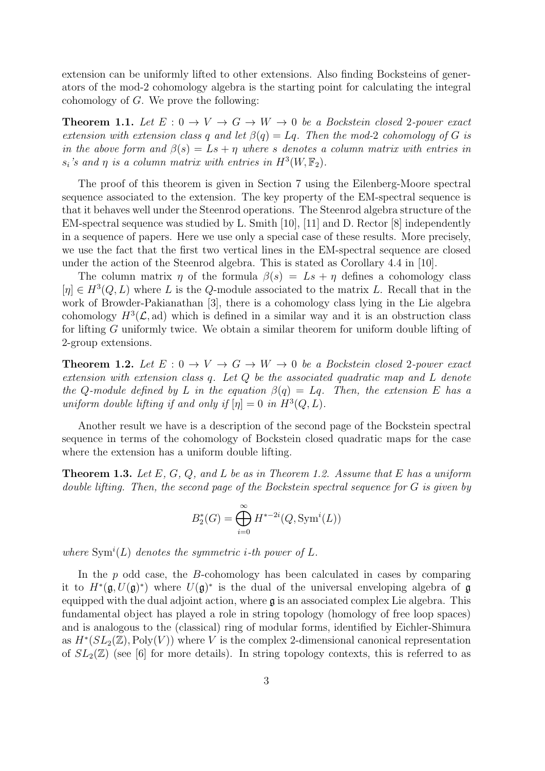extension can be uniformly lifted to other extensions. Also finding Bocksteins of generators of the mod-2 cohomology algebra is the starting point for calculating the integral cohomology of $G$. We prove the following:

**Theorem 1.1.** *Let $E : 0 \to V \to G \to W \to 0$ be a Bockstein closed 2-power exact extension with extension class $q$ and let $\beta(q) = Lq$. Then the mod-2 cohomology of $G$ is in the above form and $\beta(s) = Ls + \eta$ where $s$ denotes a column matrix with entries in $s_i$'s and $\eta$ is a column matrix with entries in $H^3(W, \mathbb{F}_2)$.*

The proof of this theorem is given in Section 7 using the Eilenberg-Moore spectral sequence associated to the extension. The key property of the EM-spectral sequence is that it behaves well under the Steenrod operations. The Steenrod algebra structure of the EM-spectral sequence was studied by L. Smith [10], [11] and D. Rector [8] independently in a sequence of papers. Here we use only a special case of these results. More precisely, we use the fact that the first two vertical lines in the EM-spectral sequence are closed under the action of the Steenrod algebra. This is stated as Corollary 4.4 in [10].

The column matrix $\eta$ of the formula $\beta(s) = Ls + \eta$ defines a cohomology class $[\eta] \in H^3(Q, L)$ where $L$ is the $Q$-module associated to the matrix $L$. Recall that in the work of Browder-Pakianathan [3], there is a cohomology class lying in the Lie algebra cohomology $H^3(\mathcal{L}, \mathrm{ad})$ which is defined in a similar way and it is an obstruction class for lifting $G$ uniformly twice. We obtain a similar theorem for uniform double lifting of 2-group extensions.

**Theorem 1.2.** *Let $E : 0 \to V \to G \to W \to 0$ be a Bockstein closed 2-power exact extension with extension class $q$. Let $Q$ be the associated quadratic map and $L$ denote the $Q$-module defined by $L$ in the equation $\beta(q) = Lq$. Then, the extension $E$ has a uniform double lifting if and only if $[\eta] = 0$ in $H^3(Q, L)$.*

Another result we have is a description of the second page of the Bockstein spectral sequence in terms of the cohomology of Bockstein closed quadratic maps for the case where the extension has a uniform double lifting.

**Theorem 1.3.** *Let $E$, $G$, $Q$, and $L$ be as in Theorem 1.2. Assume that $E$ has a uniform double lifting. Then, the second page of the Bockstein spectral sequence for $G$ is given by*

$$B_2^*(G) = \bigoplus_{i=0}^{\infty} H^{*-2i}(Q, \mathrm{Sym}^i(L))$$

*where $\mathrm{Sym}^i(L)$ denotes the symmetric $i$-th power of $L$.*

In the $p$ odd case, the $B$-cohomology has been calculated in cases by comparing it to $H^*(\mathfrak{g}, U(\mathfrak{g})^*)$ where $U(\mathfrak{g})^*$ is the dual of the universal enveloping algebra of $\mathfrak{g}$ equipped with the dual adjoint action, where $\mathfrak{g}$ is an associated complex Lie algebra. This fundamental object has played a role in string topology (homology of free loop spaces) and is analogous to the (classical) ring of modular forms, identified by Eichler-Shimura as $H^*(SL_2(\mathbb{Z}), \mathrm{Poly}(V))$ where $V$ is the complex 2-dimensional canonical representation of $SL_2(\mathbb{Z})$ (see [6] for more details). In string topology contexts, this is referred to as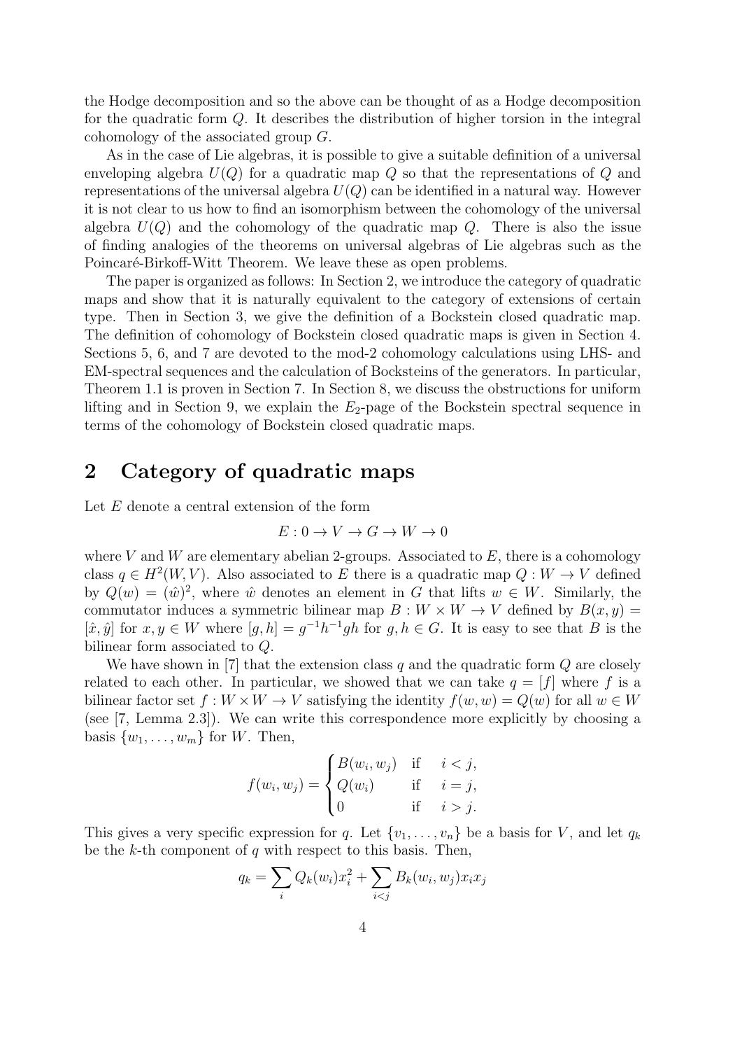the Hodge decomposition and so the above can be thought of as a Hodge decomposition for the quadratic form $Q$. It describes the distribution of higher torsion in the integral cohomology of the associated group $G$.

As in the case of Lie algebras, it is possible to give a suitable definition of a universal enveloping algebra $U(Q)$ for a quadratic map $Q$ so that the representations of $Q$ and representations of the universal algebra $U(Q)$ can be identified in a natural way. However it is not clear to us how to find an isomorphism between the cohomology of the universal algebra $U(Q)$ and the cohomology of the quadratic map $Q$. There is also the issue of finding analogies of the theorems on universal algebras of Lie algebras such as the Poincaré-Birkoff-Witt Theorem. We leave these as open problems.

The paper is organized as follows: In Section 2, we introduce the category of quadratic maps and show that it is naturally equivalent to the category of extensions of certain type. Then in Section 3, we give the definition of a Bockstein closed quadratic map. The definition of cohomology of Bockstein closed quadratic maps is given in Section 4. Sections 5, 6, and 7 are devoted to the mod-2 cohomology calculations using LHS- and EM-spectral sequences and the calculation of Bocksteins of the generators. In particular, Theorem 1.1 is proven in Section 7. In Section 8, we discuss the obstructions for uniform lifting and in Section 9, we explain the $E_2$-page of the Bockstein spectral sequence in terms of the cohomology of Bockstein closed quadratic maps.

## 2 Category of quadratic maps

Let $E$ denote a central extension of the form

$$E : 0 \to V \to G \to W \to 0$$

where $V$ and $W$ are elementary abelian 2-groups. Associated to $E$, there is a cohomology class $q \in H^2(W, V)$. Also associated to $E$ there is a quadratic map $Q : W \to V$ defined by $Q(w) = (\hat{w})^2$, where $\hat{w}$ denotes an element in $G$ that lifts $w \in W$. Similarly, the commutator induces a symmetric bilinear map $B : W \times W \to V$ defined by $B(x, y) = [\hat{x}, \hat{y}]$ for $x, y \in W$ where $[g, h] = g^{-1}h^{-1}gh$ for $g, h \in G$. It is easy to see that $B$ is the bilinear form associated to $Q$.

We have shown in [7] that the extension class $q$ and the quadratic form $Q$ are closely related to each other. In particular, we showed that we can take $q = [f]$ where $f$ is a bilinear factor set $f : W \times W \to V$ satisfying the identity $f(w, w) = Q(w)$ for all $w \in W$ (see [7, Lemma 2.3]). We can write this correspondence more explicitly by choosing a basis $\{w_1, \dots, w_m\}$ for $W$. Then,

$$f(w_i, w_j) = \begin{cases} B(w_i, w_j) & \text{if} \quad i < j, \\ Q(w_i) & \text{if} \quad i = j, \\ 0 & \text{if} \quad i > j. \end{cases}$$

This gives a very specific expression for $q$. Let $\{v_1, \dots, v_n\}$ be a basis for $V$, and let $q_k$ be the $k$-th component of $q$ with respect to this basis. Then,

$$q_k = \sum_i Q_k(w_i) x_i^2 + \sum_{i<j} B_k(w_i, w_j) x_i x_j$$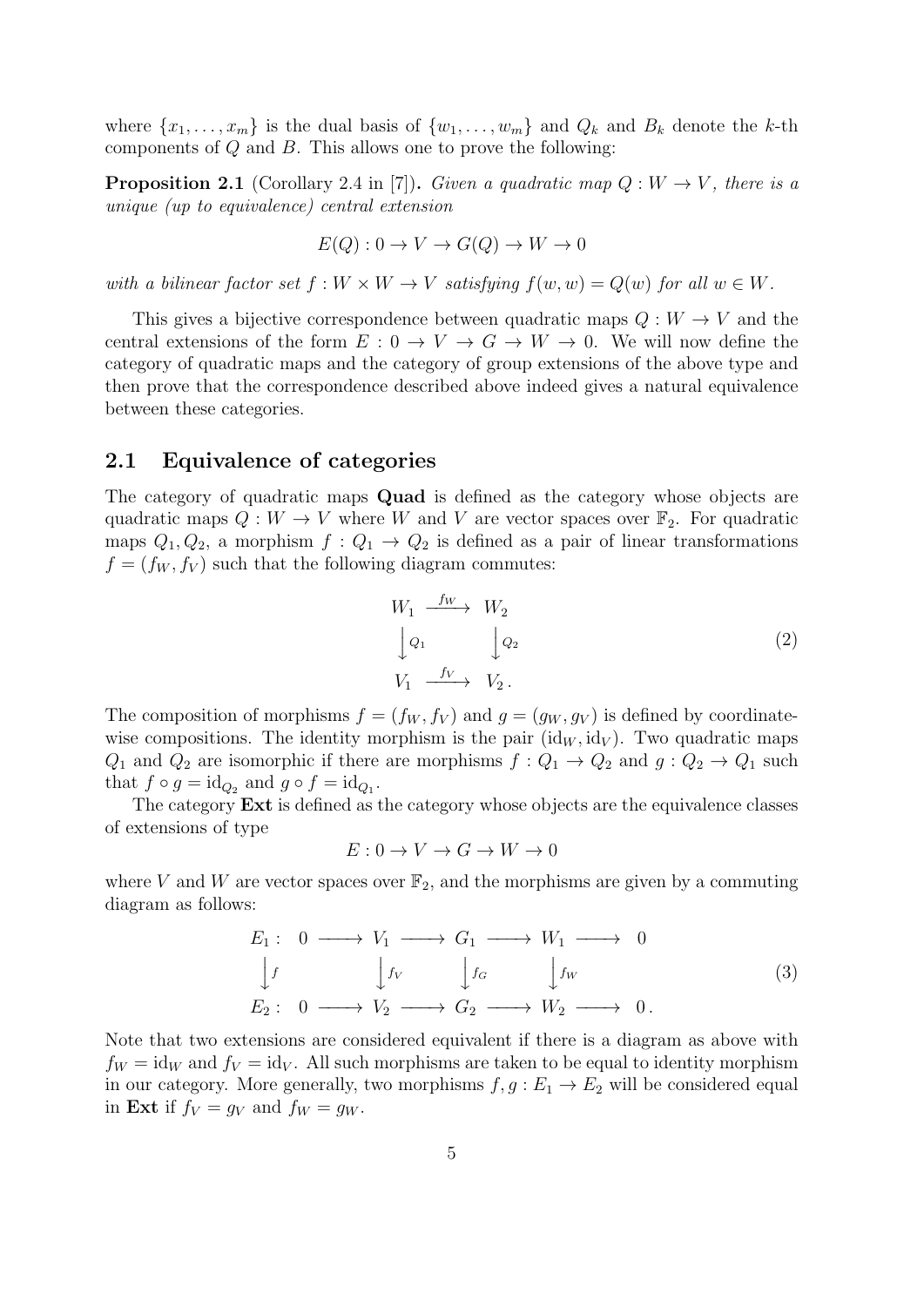where $\{x_1, \ldots, x_m\}$ is the dual basis of $\{w_1, \ldots, w_m\}$ and $Q_k$ and $B_k$ denote the $k$-th components of $Q$ and $B$. This allows one to prove the following:

**Proposition 2.1** (Corollary 2.4 in [7])**.** *Given a quadratic map $Q : W \to V$, there is a unique (up to equivalence) central extension*

$$E(Q) : 0 \to V \to G(Q) \to W \to 0$$

*with a bilinear factor set $f : W \times W \to V$ satisfying $f(w, w) = Q(w)$ for all $w \in W$.*

This gives a bijective correspondence between quadratic maps $Q : W \to V$ and the central extensions of the form $E : 0 \to V \to G \to W \to 0$. We will now define the category of quadratic maps and the category of group extensions of the above type and then prove that the correspondence described above indeed gives a natural equivalence between these categories.

## 2.1 Equivalence of categories

The category of quadratic maps **Quad** is defined as the category whose objects are quadratic maps $Q : W \to V$ where $W$ and $V$ are vector spaces over $\mathbb{F}_2$. For quadratic maps $Q_1, Q_2$, a morphism $f : Q_1 \to Q_2$ is defined as a pair of linear transformations $f = (f_W, f_V)$ such that the following diagram commutes:

$$\begin{array}{ccc} W_1 & \xrightarrow{f_W} & W_2 \\ \big\downarrow Q_1 & & \big\downarrow Q_2 \\ V_1 & \xrightarrow{f_V} & V_2\,. \end{array} \tag{2}$$

The composition of morphisms $f = (f_W, f_V)$ and $g = (g_W, g_V)$ is defined by coordinate-wise compositions. The identity morphism is the pair $(\mathrm{id}_W, \mathrm{id}_V)$. Two quadratic maps $Q_1$ and $Q_2$ are isomorphic if there are morphisms $f : Q_1 \to Q_2$ and $g : Q_2 \to Q_1$ such that $f \circ g = \mathrm{id}_{Q_2}$ and $g \circ f = \mathrm{id}_{Q_1}$.

The category **Ext** is defined as the category whose objects are the equivalence classes of extensions of type

$$E : 0 \to V \to G \to W \to 0$$

where $V$ and $W$ are vector spaces over $\mathbb{F}_2$, and the morphisms are given by a commuting diagram as follows:

$$\begin{array}{ccccccccccc} E_1 : & 0 & \longrightarrow & V_1 & \longrightarrow & G_1 & \longrightarrow & W_1 & \longrightarrow & 0 \\ \big\downarrow f & & & \big\downarrow f_V & & \big\downarrow f_G & & \big\downarrow f_W & & \\ E_2 : & 0 & \longrightarrow & V_2 & \longrightarrow & G_2 & \longrightarrow & W_2 & \longrightarrow & 0\,. \end{array} \tag{3}$$

Note that two extensions are considered equivalent if there is a diagram as above with $f_W = \mathrm{id}_W$ and $f_V = \mathrm{id}_V$. All such morphisms are taken to be equal to identity morphism in our category. More generally, two morphisms $f, g : E_1 \to E_2$ will be considered equal in **Ext** if $f_V = g_V$ and $f_W = g_W$.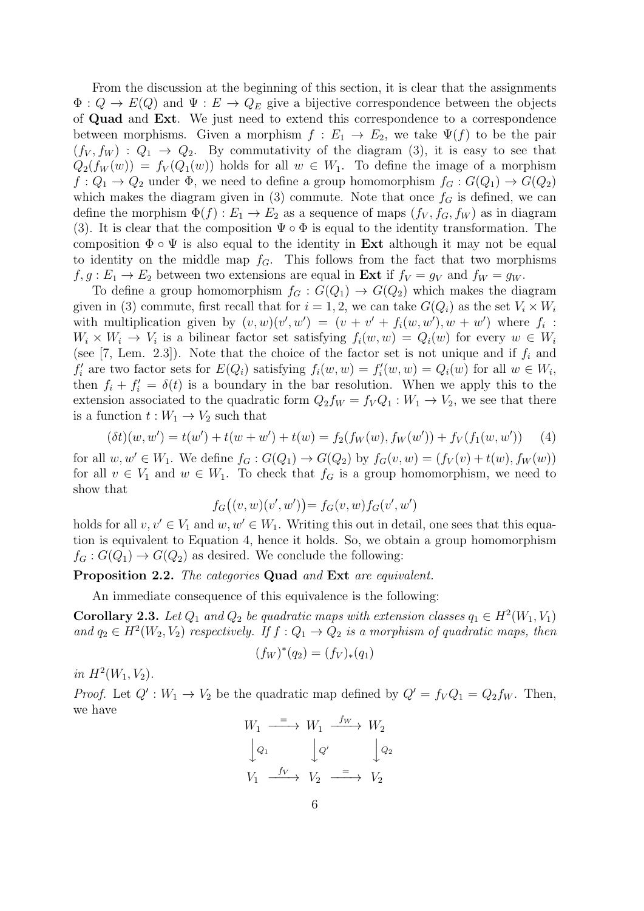From the discussion at the beginning of this section, it is clear that the assignments $\Phi : Q \to E(Q)$ and $\Psi : E \to Q_E$ give a bijective correspondence between the objects of **Quad** and **Ext**. We just need to extend this correspondence to a correspondence between morphisms. Given a morphism $f : E_1 \to E_2$, we take $\Psi(f)$ to be the pair $(f_V, f_W) : Q_1 \to Q_2$. By commutativity of the diagram (3), it is easy to see that $Q_2(f_W(w)) = f_V(Q_1(w))$ holds for all $w \in W_1$. To define the image of a morphism $f : Q_1 \to Q_2$ under $\Phi$, we need to define a group homomorphism $f_G : G(Q_1) \to G(Q_2)$ which makes the diagram given in (3) commute. Note that once $f_G$ is defined, we can define the morphism $\Phi(f) : E_1 \to E_2$ as a sequence of maps $(f_V, f_G, f_W)$ as in diagram (3). It is clear that the composition $\Psi \circ \Phi$ is equal to the identity transformation. The composition $\Phi \circ \Psi$ is also equal to the identity in **Ext** although it may not be equal to identity on the middle map $f_G$. This follows from the fact that two morphisms $f, g : E_1 \to E_2$ between two extensions are equal in **Ext** if $f_V = g_V$ and $f_W = g_W$.

To define a group homomorphism $f_G : G(Q_1) \to G(Q_2)$ which makes the diagram given in (3) commute, first recall that for $i = 1, 2$, we can take $G(Q_i)$ as the set $V_i \times W_i$ with multiplication given by $(v, w)(v', w') = (v + v' + f_i(w, w'), w + w')$ where $f_i : W_i \times W_i \to V_i$ is a bilinear factor set satisfying $f_i(w, w) = Q_i(w)$ for every $w \in W_i$ (see [7, Lem. 2.3]). Note that the choice of the factor set is not unique and if $f_i$ and $f_i'$ are two factor sets for $E(Q_i)$ satisfying $f_i(w, w) = f_i'(w, w) = Q_i(w)$ for all $w \in W_i$, then $f_i + f_i' = \delta(t)$ is a boundary in the bar resolution. When we apply this to the extension associated to the quadratic form $Q_2 f_W = f_V Q_1 : W_1 \to V_2$, we see that there is a function $t : W_1 \to V_2$ such that

$$(\delta t)(w, w') = t(w') + t(w + w') + t(w) = f_2(f_W(w), f_W(w')) + f_V(f_1(w, w')) \qquad (4)$$

for all $w, w' \in W_1$. We define $f_G : G(Q_1) \to G(Q_2)$ by $f_G(v, w) = (f_V(v) + t(w), f_W(w))$ for all $v \in V_1$ and $w \in W_1$. To check that $f_G$ is a group homomorphism, we need to show that

$$f_G\big((v, w)(v', w')\big) = f_G(v, w) f_G(v', w')$$

holds for all $v, v' \in V_1$ and $w, w' \in W_1$. Writing this out in detail, one sees that this equation is equivalent to Equation 4, hence it holds. So, we obtain a group homomorphism $f_G : G(Q_1) \to G(Q_2)$ as desired. We conclude the following:

**Proposition 2.2.** *The categories* **Quad** *and* **Ext** *are equivalent.*

An immediate consequence of this equivalence is the following:

**Corollary 2.3.** *Let $Q_1$ and $Q_2$ be quadratic maps with extension classes $q_1 \in H^2(W_1, V_1)$ and $q_2 \in H^2(W_2, V_2)$ respectively. If $f : Q_1 \to Q_2$ is a morphism of quadratic maps, then*

$$(f_W)^*(q_2) = (f_V)_*(q_1)$$

*in $H^2(W_1, V_2)$.*

*Proof.* Let $Q' : W_1 \to V_2$ be the quadratic map defined by $Q' = f_V Q_1 = Q_2 f_W$. Then, we have

$$\begin{array}{ccccc}
W_1 & \xrightarrow{=} & W_1 & \xrightarrow{f_W} & W_2 \\
\downarrow{\scriptstyle Q_1} & & \downarrow{\scriptstyle Q'} & & \downarrow{\scriptstyle Q_2} \\
V_1 & \xrightarrow{f_V} & V_2 & \xrightarrow{=} & V_2
\end{array}$$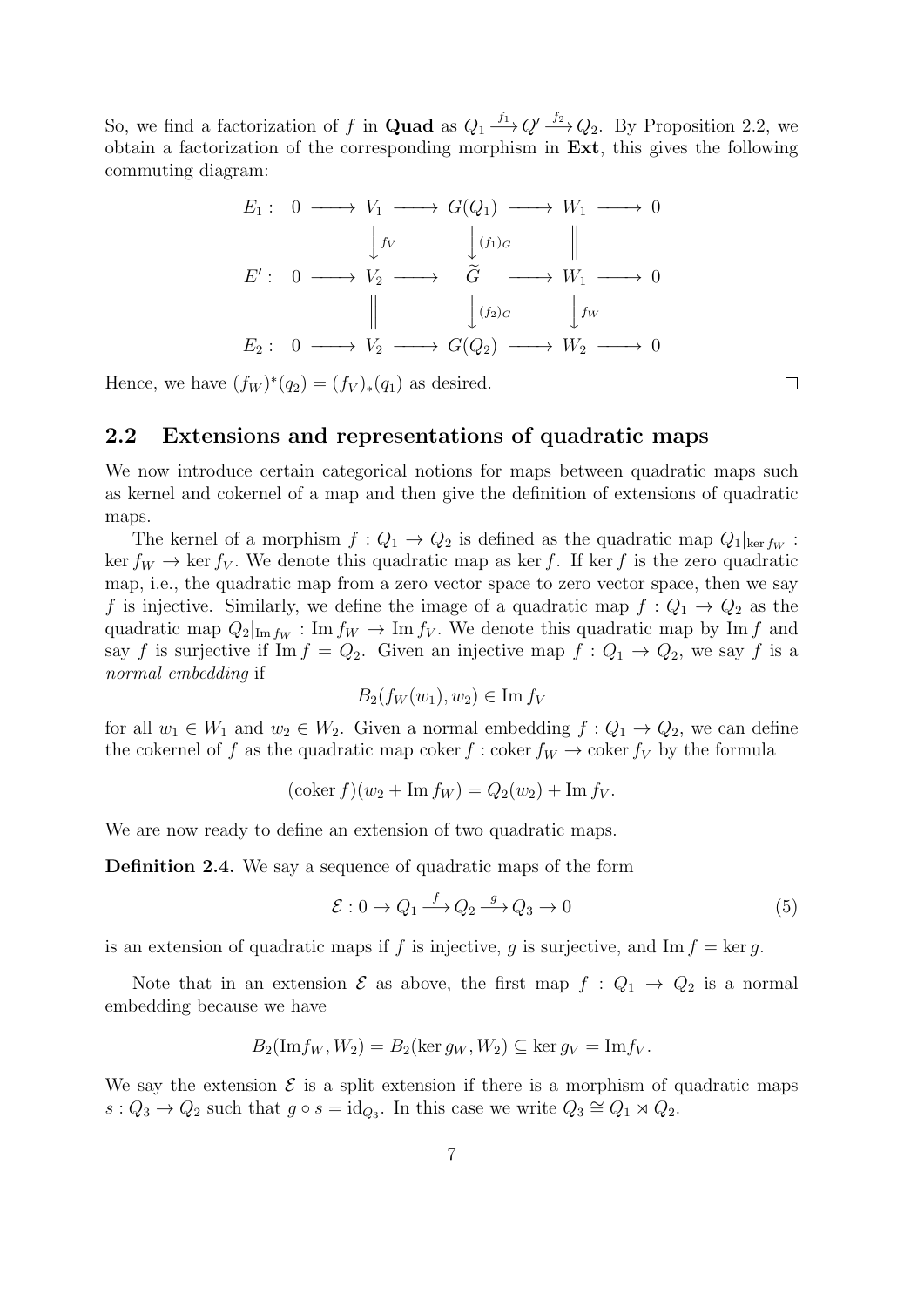So, we find a factorization of $f$ in **Quad** as $Q_1 \xrightarrow{f_1} Q' \xrightarrow{f_2} Q_2$. By Proposition 2.2, we obtain a factorization of the corresponding morphism in **Ext**, this gives the following commuting diagram:

$$
\begin{array}{cccccccccc}
E_1: & 0 & \longrightarrow & V_1 & \longrightarrow & G(Q_1) & \longrightarrow & W_1 & \longrightarrow & 0 \\
& & & \downarrow{\scriptstyle f_V} & & \downarrow{\scriptstyle (f_1)_G} & & \| & & \\
E': & 0 & \longrightarrow & V_2 & \longrightarrow & \widetilde{G} & \longrightarrow & W_1 & \longrightarrow & 0 \\
& & & \| & & \downarrow{\scriptstyle (f_2)_G} & & \downarrow{\scriptstyle f_W} & & \\
E_2: & 0 & \longrightarrow & V_2 & \longrightarrow & G(Q_2) & \longrightarrow & W_2 & \longrightarrow & 0
\end{array}
$$

Hence, we have $(f_W)^*(q_2) = (f_V)_*(q_1)$ as desired. $\square$

## 2.2 Extensions and representations of quadratic maps

We now introduce certain categorical notions for maps between quadratic maps such as kernel and cokernel of a map and then give the definition of extensions of quadratic maps.

The kernel of a morphism $f : Q_1 \to Q_2$ is defined as the quadratic map $Q_1|_{\ker f_W} : \ker f_W \to \ker f_V$. We denote this quadratic map as $\ker f$. If $\ker f$ is the zero quadratic map, i.e., the quadratic map from a zero vector space to zero vector space, then we say $f$ is injective. Similarly, we define the image of a quadratic map $f : Q_1 \to Q_2$ as the quadratic map $Q_2|_{\mathrm{Im}\, f_W} : \mathrm{Im}\, f_W \to \mathrm{Im}\, f_V$. We denote this quadratic map by $\mathrm{Im}\, f$ and say $f$ is surjective if $\mathrm{Im}\, f = Q_2$. Given an injective map $f : Q_1 \to Q_2$, we say $f$ is a *normal embedding* if

$$B_2(f_W(w_1), w_2) \in \mathrm{Im}\, f_V$$

for all $w_1 \in W_1$ and $w_2 \in W_2$. Given a normal embedding $f : Q_1 \to Q_2$, we can define the cokernel of $f$ as the quadratic map $\mathrm{coker}\, f : \mathrm{coker}\, f_W \to \mathrm{coker}\, f_V$ by the formula

$$(\mathrm{coker}\, f)(w_2 + \mathrm{Im}\, f_W) = Q_2(w_2) + \mathrm{Im}\, f_V.$$

We are now ready to define an extension of two quadratic maps.

**Definition 2.4.** We say a sequence of quadratic maps of the form

$$\mathcal{E} : 0 \to Q_1 \xrightarrow{f} Q_2 \xrightarrow{g} Q_3 \to 0 \tag{5}$$

is an extension of quadratic maps if $f$ is injective, $g$ is surjective, and $\mathrm{Im}\, f = \ker g$.

Note that in an extension $\mathcal{E}$ as above, the first map $f : Q_1 \to Q_2$ is a normal embedding because we have

$$B_2(\mathrm{Im} f_W, W_2) = B_2(\ker g_W, W_2) \subseteq \ker g_V = \mathrm{Im} f_V.$$

We say the extension $\mathcal{E}$ is a split extension if there is a morphism of quadratic maps $s : Q_3 \to Q_2$ such that $g \circ s = \mathrm{id}_{Q_3}$. In this case we write $Q_3 \cong Q_1 \rtimes Q_2$.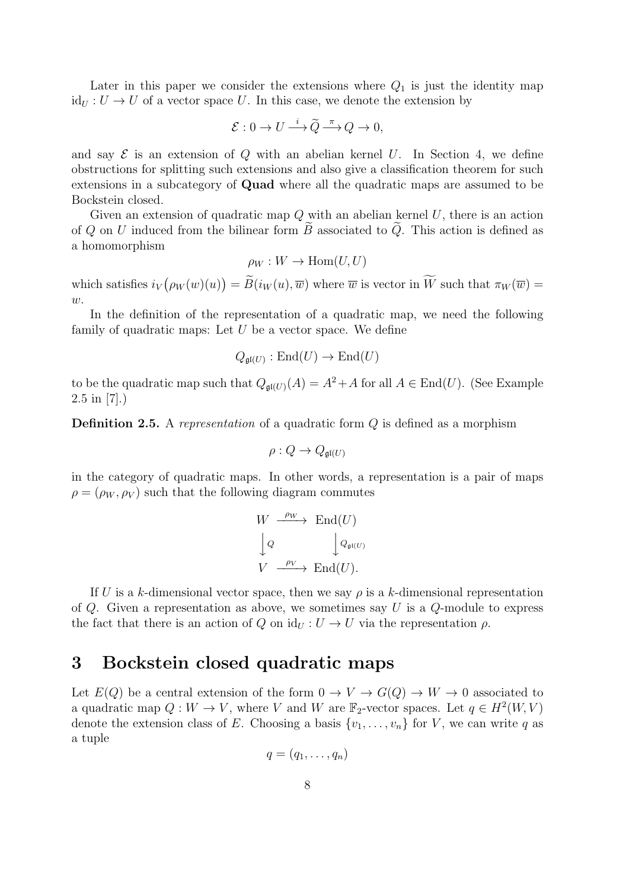Later in this paper we consider the extensions where $Q_1$ is just the identity map $\mathrm{id}_U : U \to U$ of a vector space $U$. In this case, we denote the extension by

$$\mathcal{E} : 0 \to U \xrightarrow{i} \widetilde{Q} \xrightarrow{\pi} Q \to 0,$$

and say $\mathcal{E}$ is an extension of $Q$ with an abelian kernel $U$. In Section 4, we define obstructions for splitting such extensions and also give a classification theorem for such extensions in a subcategory of **Quad** where all the quadratic maps are assumed to be Bockstein closed.

Given an extension of quadratic map $Q$ with an abelian kernel $U$, there is an action of $Q$ on $U$ induced from the bilinear form $\widetilde{B}$ associated to $\widetilde{Q}$. This action is defined as a homomorphism

$$\rho_W : W \to \mathrm{Hom}(U, U)$$

which satisfies $i_V\big(\rho_W(w)(u)\big) = \widetilde{B}(i_W(u), \overline{w})$ where $\overline{w}$ is vector in $\widetilde{W}$ such that $\pi_W(\overline{w}) = w$.

In the definition of the representation of a quadratic map, we need the following family of quadratic maps: Let $U$ be a vector space. We define

$$Q_{\mathfrak{gl}(U)} : \mathrm{End}(U) \to \mathrm{End}(U)$$

to be the quadratic map such that $Q_{\mathfrak{gl}(U)}(A) = A^2 + A$ for all $A \in \mathrm{End}(U)$. (See Example 2.5 in [7].)

**Definition 2.5.** A *representation* of a quadratic form $Q$ is defined as a morphism

$$\rho : Q \to Q_{\mathfrak{gl}(U)}$$

in the category of quadratic maps. In other words, a representation is a pair of maps $\rho = (\rho_W, \rho_V)$ such that the following diagram commutes

$$\begin{array}{ccc} W & \xrightarrow{\rho_W} & \mathrm{End}(U) \\ \big\downarrow Q & & \big\downarrow Q_{\mathfrak{gl}(U)} \\ V & \xrightarrow{\rho_V} & \mathrm{End}(U). \end{array}$$

If $U$ is a $k$-dimensional vector space, then we say $\rho$ is a $k$-dimensional representation of $Q$. Given a representation as above, we sometimes say $U$ is a $Q$-module to express the fact that there is an action of $Q$ on $\mathrm{id}_U : U \to U$ via the representation $\rho$.

# 3 Bockstein closed quadratic maps

Let $E(Q)$ be a central extension of the form $0 \to V \to G(Q) \to W \to 0$ associated to a quadratic map $Q : W \to V$, where $V$ and $W$ are $\mathbb{F}_2$-vector spaces. Let $q \in H^2(W, V)$ denote the extension class of $E$. Choosing a basis $\{v_1, \dots, v_n\}$ for $V$, we can write $q$ as a tuple

$$q = (q_1, \dots, q_n)$$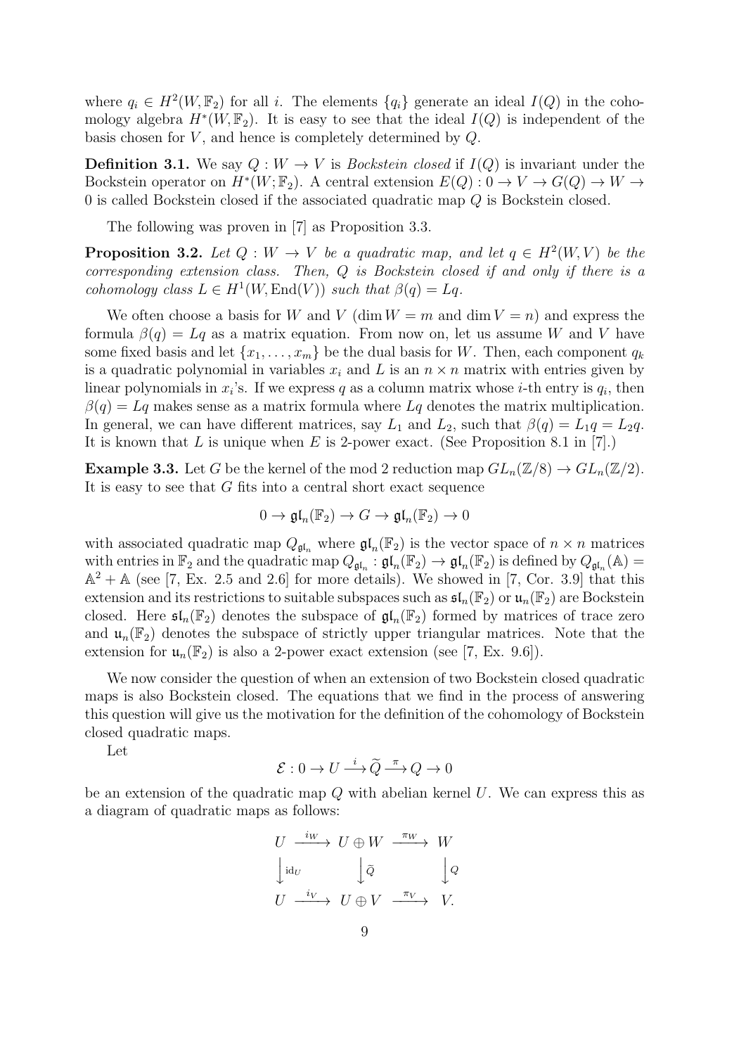where $q_i \in H^2(W, \mathbb{F}_2)$ for all $i$. The elements $\{q_i\}$ generate an ideal $I(Q)$ in the cohomology algebra $H^*(W, \mathbb{F}_2)$. It is easy to see that the ideal $I(Q)$ is independent of the basis chosen for $V$, and hence is completely determined by $Q$.

**Definition 3.1.** We say $Q : W \to V$ is *Bockstein closed* if $I(Q)$ is invariant under the Bockstein operator on $H^*(W; \mathbb{F}_2)$. A central extension $E(Q) : 0 \to V \to G(Q) \to W \to 0$ is called Bockstein closed if the associated quadratic map $Q$ is Bockstein closed.

The following was proven in [7] as Proposition 3.3.

**Proposition 3.2.** *Let $Q : W \to V$ be a quadratic map, and let $q \in H^2(W, V)$ be the corresponding extension class. Then, $Q$ is Bockstein closed if and only if there is a cohomology class $L \in H^1(W, \mathrm{End}(V))$ such that $\beta(q) = Lq$.*

We often choose a basis for $W$ and $V$ ($\dim W = m$ and $\dim V = n$) and express the formula $\beta(q) = Lq$ as a matrix equation. From now on, let us assume $W$ and $V$ have some fixed basis and let $\{x_1, \dots, x_m\}$ be the dual basis for $W$. Then, each component $q_k$ is a quadratic polynomial in variables $x_i$ and $L$ is an $n \times n$ matrix with entries given by linear polynomials in $x_i$'s. If we express $q$ as a column matrix whose $i$-th entry is $q_i$, then $\beta(q) = Lq$ makes sense as a matrix formula where $Lq$ denotes the matrix multiplication. In general, we can have different matrices, say $L_1$ and $L_2$, such that $\beta(q) = L_1 q = L_2 q$. It is known that $L$ is unique when $E$ is 2-power exact. (See Proposition 8.1 in [7].)

**Example 3.3.** Let $G$ be the kernel of the mod 2 reduction map $GL_n(\mathbb{Z}/8) \to GL_n(\mathbb{Z}/2)$. It is easy to see that $G$ fits into a central short exact sequence

$$0 \to \mathfrak{gl}_n(\mathbb{F}_2) \to G \to \mathfrak{gl}_n(\mathbb{F}_2) \to 0$$

with associated quadratic map $Q_{\mathfrak{gl}_n}$ where $\mathfrak{gl}_n(\mathbb{F}_2)$ is the vector space of $n \times n$ matrices with entries in $\mathbb{F}_2$ and the quadratic map $Q_{\mathfrak{gl}_n} : \mathfrak{gl}_n(\mathbb{F}_2) \to \mathfrak{gl}_n(\mathbb{F}_2)$ is defined by $Q_{\mathfrak{gl}_n}(\mathbb{A}) = \mathbb{A}^2 + \mathbb{A}$ (see [7, Ex. 2.5 and 2.6] for more details). We showed in [7, Cor. 3.9] that this extension and its restrictions to suitable subspaces such as $\mathfrak{sl}_n(\mathbb{F}_2)$ or $\mathfrak{u}_n(\mathbb{F}_2)$ are Bockstein closed. Here $\mathfrak{sl}_n(\mathbb{F}_2)$ denotes the subspace of $\mathfrak{gl}_n(\mathbb{F}_2)$ formed by matrices of trace zero and $\mathfrak{u}_n(\mathbb{F}_2)$ denotes the subspace of strictly upper triangular matrices. Note that the extension for $\mathfrak{u}_n(\mathbb{F}_2)$ is also a 2-power exact extension (see [7, Ex. 9.6]).

We now consider the question of when an extension of two Bockstein closed quadratic maps is also Bockstein closed. The equations that we find in the process of answering this question will give us the motivation for the definition of the cohomology of Bockstein closed quadratic maps.

Let

$$\mathcal{E} : 0 \to U \xrightarrow{i} \widetilde{Q} \xrightarrow{\pi} Q \to 0$$

be an extension of the quadratic map $Q$ with abelian kernel $U$. We can express this as a diagram of quadratic maps as follows:

$$\begin{array}{ccccc} U & \xrightarrow{i_W} & U \oplus W & \xrightarrow{\pi_W} & W \\ \downarrow{\scriptstyle \mathrm{id}_U} & & \downarrow{\scriptstyle \widetilde{Q}} & & \downarrow{\scriptstyle Q} \\ U & \xrightarrow{i_V} & U \oplus V & \xrightarrow{\pi_V} & V. \end{array}$$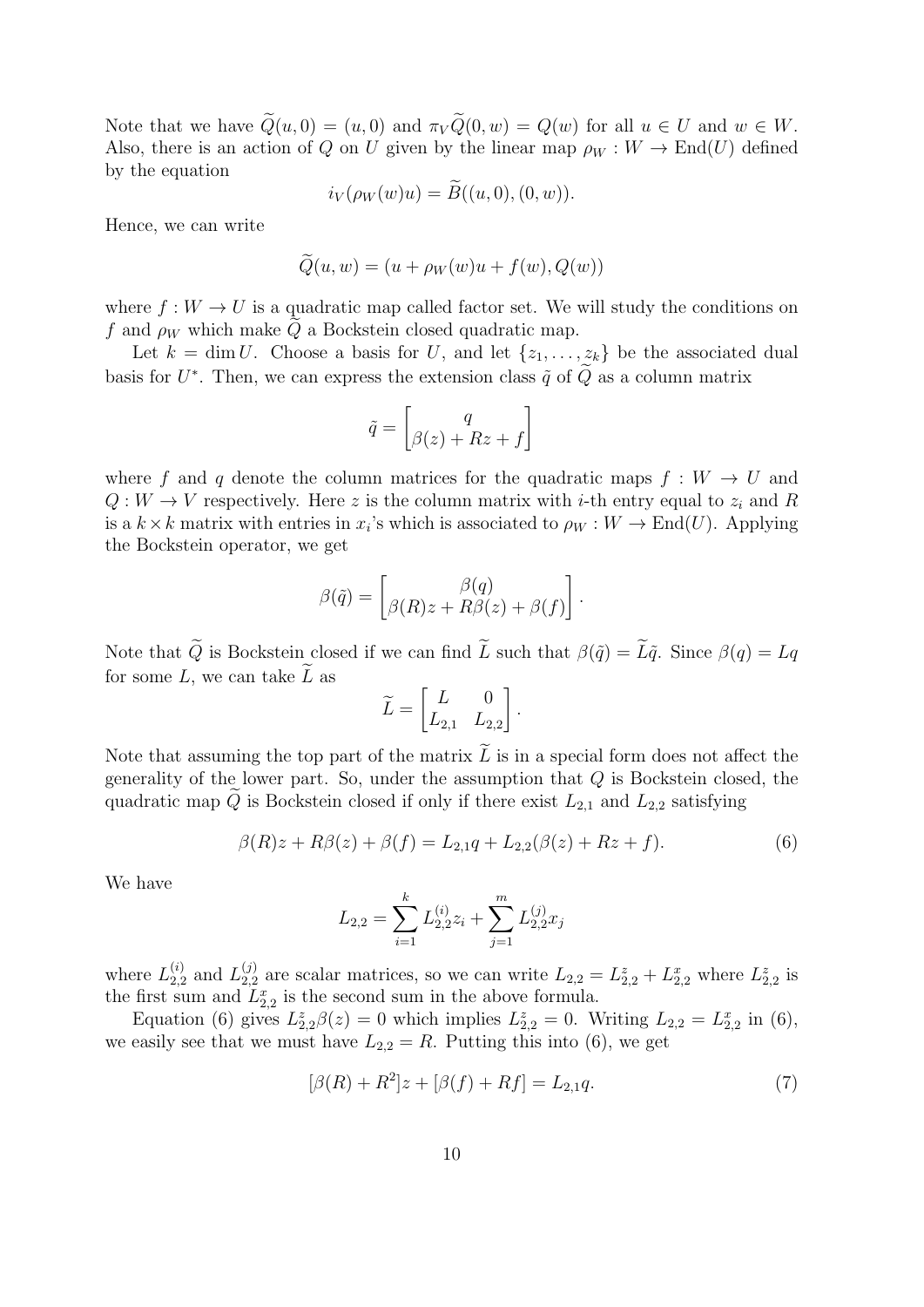Note that we have $\widetilde{Q}(u, 0) = (u, 0)$ and $\pi_V \widetilde{Q}(0, w) = Q(w)$ for all $u \in U$ and $w \in W$. Also, there is an action of $Q$ on $U$ given by the linear map $\rho_W : W \to \mathrm{End}(U)$ defined by the equation

$$i_V(\rho_W(w)u) = \widetilde{B}((u, 0), (0, w)).$$

Hence, we can write

$$\widetilde{Q}(u, w) = (u + \rho_W(w)u + f(w), Q(w))$$

where $f : W \to U$ is a quadratic map called factor set. We will study the conditions on $f$ and $\rho_W$ which make $\widetilde{Q}$ a Bockstein closed quadratic map.

Let $k = \dim U$. Choose a basis for $U$, and let $\{z_1, \ldots, z_k\}$ be the associated dual basis for $U^*$. Then, we can express the extension class $\tilde{q}$ of $\widetilde{Q}$ as a column matrix

$$\tilde{q} = \begin{bmatrix} q \\ \beta(z) + Rz + f \end{bmatrix}$$

where $f$ and $q$ denote the column matrices for the quadratic maps $f : W \to U$ and $Q : W \to V$ respectively. Here $z$ is the column matrix with $i$-th entry equal to $z_i$ and $R$ is a $k \times k$ matrix with entries in $x_i$'s which is associated to $\rho_W : W \to \mathrm{End}(U)$. Applying the Bockstein operator, we get

$$\beta(\tilde{q}) = \begin{bmatrix} \beta(q) \\ \beta(R)z + R\beta(z) + \beta(f) \end{bmatrix}.$$

Note that $\widetilde{Q}$ is Bockstein closed if we can find $\widetilde{L}$ such that $\beta(\tilde{q}) = \widetilde{L}\tilde{q}$. Since $\beta(q) = Lq$ for some $L$, we can take $\widetilde{L}$ as

$$\widetilde{L} = \begin{bmatrix} L & 0 \\ L_{2,1} & L_{2,2} \end{bmatrix}.$$

Note that assuming the top part of the matrix $\widetilde{L}$ is in a special form does not affect the generality of the lower part. So, under the assumption that $Q$ is Bockstein closed, the quadratic map $\widetilde{Q}$ is Bockstein closed if only if there exist $L_{2,1}$ and $L_{2,2}$ satisfying

$$\beta(R)z + R\beta(z) + \beta(f) = L_{2,1}q + L_{2,2}(\beta(z) + Rz + f). \tag{6}$$

We have

$$L_{2,2} = \sum_{i=1}^{k} L_{2,2}^{(i)} z_i + \sum_{j=1}^{m} L_{2,2}^{(j)} x_j$$

where $L_{2,2}^{(i)}$ and $L_{2,2}^{(j)}$ are scalar matrices, so we can write $L_{2,2} = L_{2,2}^z + L_{2,2}^x$ where $L_{2,2}^z$ is the first sum and $L_{2,2}^x$ is the second sum in the above formula.

Equation (6) gives $L_{2,2}^z \beta(z) = 0$ which implies $L_{2,2}^z = 0$. Writing $L_{2,2} = L_{2,2}^x$ in (6), we easily see that we must have $L_{2,2} = R$. Putting this into (6), we get

$$[\beta(R) + R^2]z + [\beta(f) + Rf] = L_{2,1}q. \tag{7}$$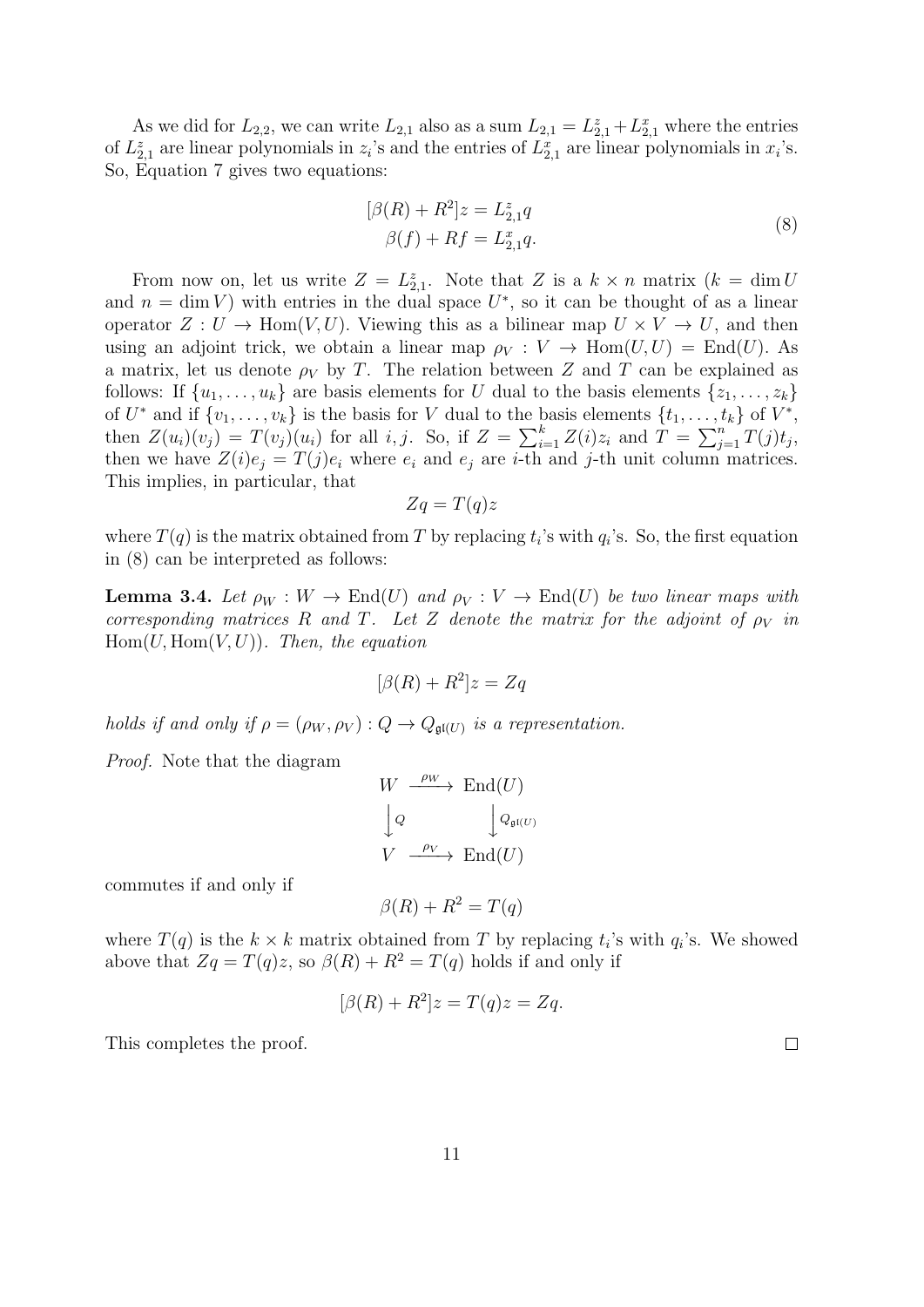As we did for $L_{2,2}$, we can write $L_{2,1}$ also as a sum $L_{2,1} = L_{2,1}^z + L_{2,1}^x$ where the entries of $L_{2,1}^z$ are linear polynomials in $z_i$'s and the entries of $L_{2,1}^x$ are linear polynomials in $x_i$'s. So, Equation 7 gives two equations:

$$
\begin{aligned}
[\beta(R) + R^2]z &= L_{2,1}^z q \\
\beta(f) + Rf &= L_{2,1}^x q.
\end{aligned}
\tag{8}
$$

From now on, let us write $Z = L_{2,1}^z$. Note that $Z$ is a $k \times n$ matrix ($k = \dim U$ and $n = \dim V$) with entries in the dual space $U^*$, so it can be thought of as a linear operator $Z : U \to \mathrm{Hom}(V, U)$. Viewing this as a bilinear map $U \times V \to U$, and then using an adjoint trick, we obtain a linear map $\rho_V : V \to \mathrm{Hom}(U, U) = \mathrm{End}(U)$. As a matrix, let us denote $\rho_V$ by $T$. The relation between $Z$ and $T$ can be explained as follows: If $\{u_1, \dots, u_k\}$ are basis elements for $U$ dual to the basis elements $\{z_1, \dots, z_k\}$ of $U^*$ and if $\{v_1, \dots, v_k\}$ is the basis for $V$ dual to the basis elements $\{t_1, \dots, t_k\}$ of $V^*$, then $Z(u_i)(v_j) = T(v_j)(u_i)$ for all $i, j$. So, if $Z = \sum_{i=1}^k Z(i) z_i$ and $T = \sum_{j=1}^n T(j) t_j$, then we have $Z(i)e_j = T(j)e_i$ where $e_i$ and $e_j$ are $i$-th and $j$-th unit column matrices. This implies, in particular, that

$$Zq = T(q)z$$

where $T(q)$ is the matrix obtained from $T$ by replacing $t_i$'s with $q_i$'s. So, the first equation in (8) can be interpreted as follows:

**Lemma 3.4.** *Let $\rho_W : W \to \mathrm{End}(U)$ and $\rho_V : V \to \mathrm{End}(U)$ be two linear maps with corresponding matrices $R$ and $T$. Let $Z$ denote the matrix for the adjoint of $\rho_V$ in $\mathrm{Hom}(U, \mathrm{Hom}(V, U))$. Then, the equation*

$$[\beta(R) + R^2]z = Zq$$

*holds if and only if $\rho = (\rho_W, \rho_V) : Q \to Q_{\mathfrak{gl}(U)}$ is a representation.*

*Proof.* Note that the diagram

$$
\begin{array}{ccc}
W & \xrightarrow{\rho_W} & \mathrm{End}(U) \\
\downarrow Q & & \downarrow Q_{\mathfrak{gl}(U)} \\
V & \xrightarrow{\rho_V} & \mathrm{End}(U)
\end{array}
$$

commutes if and only if

$$\beta(R) + R^2 = T(q)$$

where $T(q)$ is the $k \times k$ matrix obtained from $T$ by replacing $t_i$'s with $q_i$'s. We showed above that $Zq = T(q)z$, so $\beta(R) + R^2 = T(q)$ holds if and only if

$$[\beta(R) + R^2]z = T(q)z = Zq.$$

This completes the proof. $\square$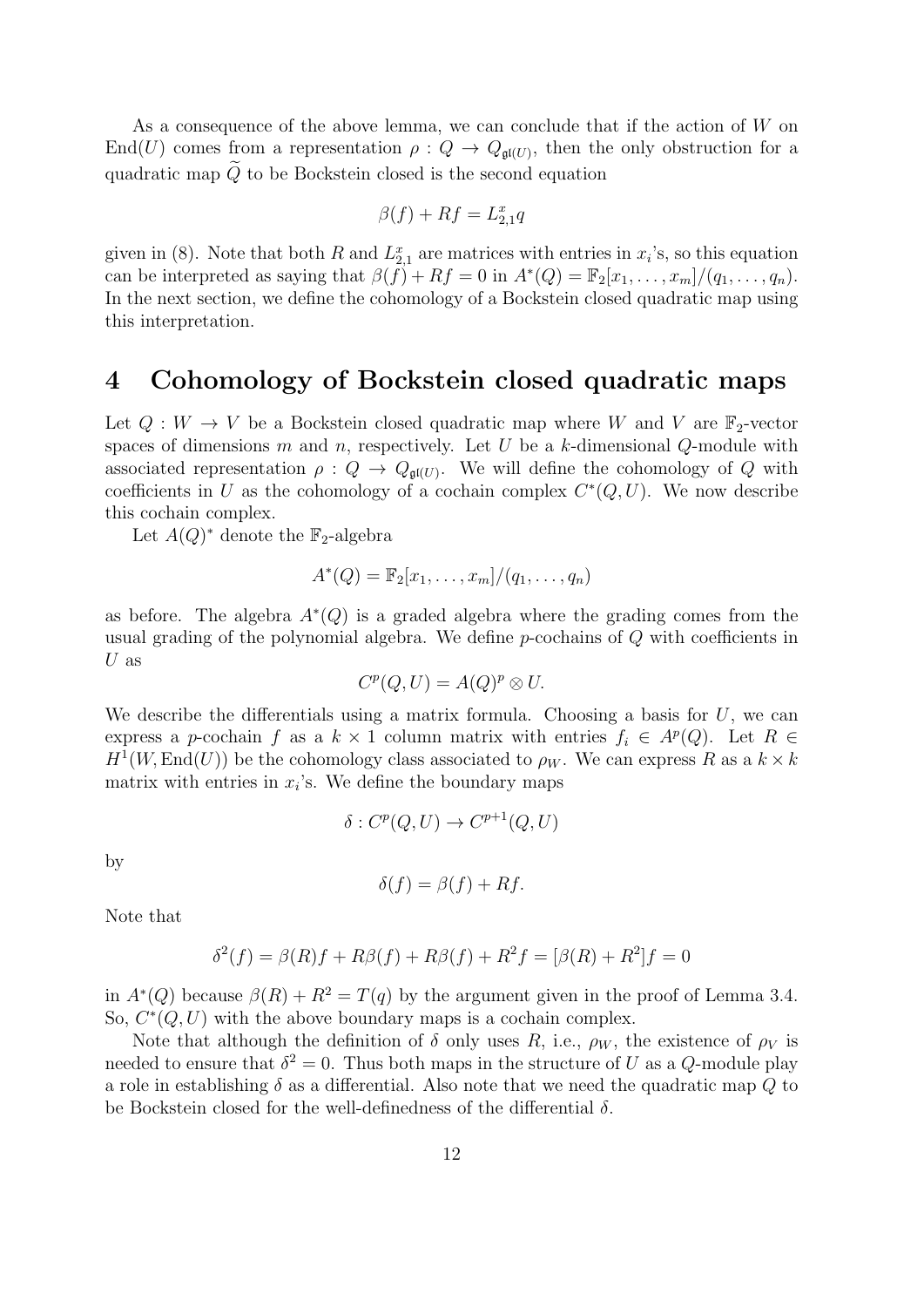As a consequence of the above lemma, we can conclude that if the action of $W$ on $\mathrm{End}(U)$ comes from a representation $\rho : Q \to Q_{\mathfrak{gl}(U)}$, then the only obstruction for a quadratic map $\widetilde{Q}$ to be Bockstein closed is the second equation

$$\beta(f) + Rf = L^x_{2,1} q$$

given in (8). Note that both $R$ and $L^x_{2,1}$ are matrices with entries in $x_i$'s, so this equation can be interpreted as saying that $\beta(f) + Rf = 0$ in $A^*(Q) = \mathbb{F}_2[x_1, \dots, x_m]/(q_1, \dots, q_n)$. In the next section, we define the cohomology of a Bockstein closed quadratic map using this interpretation.

# 4 Cohomology of Bockstein closed quadratic maps

Let $Q : W \to V$ be a Bockstein closed quadratic map where $W$ and $V$ are $\mathbb{F}_2$-vector spaces of dimensions $m$ and $n$, respectively. Let $U$ be a $k$-dimensional $Q$-module with associated representation $\rho : Q \to Q_{\mathfrak{gl}(U)}$. We will define the cohomology of $Q$ with coefficients in $U$ as the cohomology of a cochain complex $C^*(Q, U)$. We now describe this cochain complex.

Let $A(Q)^*$ denote the $\mathbb{F}_2$-algebra

$$A^*(Q) = \mathbb{F}_2[x_1, \dots, x_m]/(q_1, \dots, q_n)$$

as before. The algebra $A^*(Q)$ is a graded algebra where the grading comes from the usual grading of the polynomial algebra. We define $p$-cochains of $Q$ with coefficients in $U$ as

$$C^p(Q, U) = A(Q)^p \otimes U.$$

We describe the differentials using a matrix formula. Choosing a basis for $U$, we can express a $p$-cochain $f$ as a $k \times 1$ column matrix with entries $f_i \in A^p(Q)$. Let $R \in H^1(W, \mathrm{End}(U))$ be the cohomology class associated to $\rho_W$. We can express $R$ as a $k \times k$ matrix with entries in $x_i$'s. We define the boundary maps

$$\delta : C^p(Q, U) \to C^{p+1}(Q, U)$$

by

$$\delta(f) = \beta(f) + Rf.$$

Note that

$$\delta^2(f) = \beta(R)f + R\beta(f) + R\beta(f) + R^2 f = [\beta(R) + R^2]f = 0$$

in $A^*(Q)$ because $\beta(R) + R^2 = T(q)$ by the argument given in the proof of Lemma 3.4. So, $C^*(Q, U)$ with the above boundary maps is a cochain complex.

Note that although the definition of $\delta$ only uses $R$, i.e., $\rho_W$, the existence of $\rho_V$ is needed to ensure that $\delta^2 = 0$. Thus both maps in the structure of $U$ as a $Q$-module play a role in establishing $\delta$ as a differential. Also note that we need the quadratic map $Q$ to be Bockstein closed for the well-definedness of the differential $\delta$.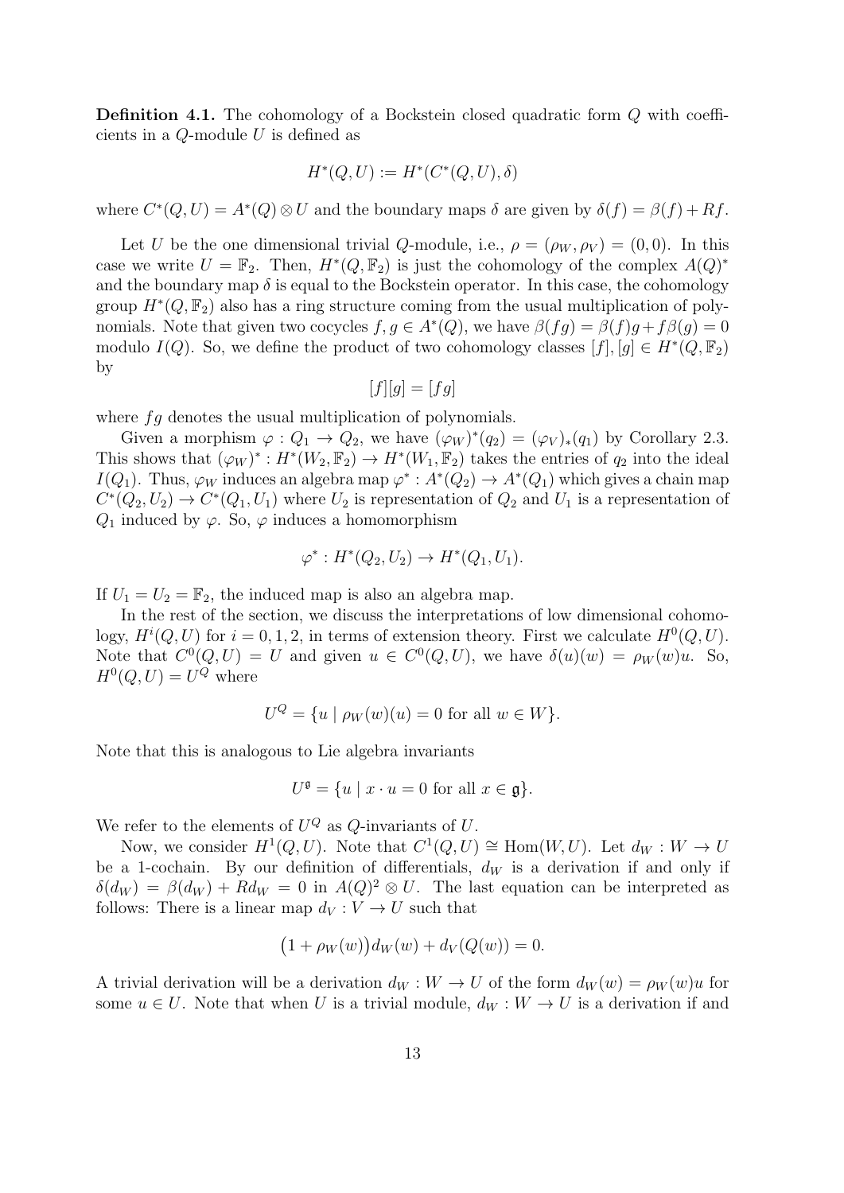**Definition 4.1.** The cohomology of a Bockstein closed quadratic form $Q$ with coefficients in a $Q$-module $U$ is defined as

$$H^*(Q,U) := H^*(C^*(Q,U),\delta)$$

where $C^*(Q,U) = A^*(Q) \otimes U$ and the boundary maps $\delta$ are given by $\delta(f) = \beta(f) + Rf$.

Let $U$ be the one dimensional trivial $Q$-module, i.e., $\rho = (\rho_W, \rho_V) = (0,0)$. In this case we write $U = \mathbb{F}_2$. Then, $H^*(Q,\mathbb{F}_2)$ is just the cohomology of the complex $A(Q)^*$ and the boundary map $\delta$ is equal to the Bockstein operator. In this case, the cohomology group $H^*(Q,\mathbb{F}_2)$ also has a ring structure coming from the usual multiplication of polynomials. Note that given two cocycles $f, g \in A^*(Q)$, we have $\beta(fg) = \beta(f)g + f\beta(g) = 0$ modulo $I(Q)$. So, we define the product of two cohomology classes $[f],[g] \in H^*(Q,\mathbb{F}_2)$ by

$$[f][g] = [fg]$$

where $fg$ denotes the usual multiplication of polynomials.

Given a morphism $\varphi : Q_1 \to Q_2$, we have $(\varphi_W)^*(q_2) = (\varphi_V)_*(q_1)$ by Corollary 2.3. This shows that $(\varphi_W)^* : H^*(W_2,\mathbb{F}_2) \to H^*(W_1,\mathbb{F}_2)$ takes the entries of $q_2$ into the ideal $I(Q_1)$. Thus, $\varphi_W$ induces an algebra map $\varphi^* : A^*(Q_2) \to A^*(Q_1)$ which gives a chain map $C^*(Q_2,U_2) \to C^*(Q_1,U_1)$ where $U_2$ is representation of $Q_2$ and $U_1$ is a representation of $Q_1$ induced by $\varphi$. So, $\varphi$ induces a homomorphism

$$\varphi^* : H^*(Q_2,U_2) \to H^*(Q_1,U_1).$$

If $U_1 = U_2 = \mathbb{F}_2$, the induced map is also an algebra map.

In the rest of the section, we discuss the interpretations of low dimensional cohomology, $H^i(Q,U)$ for $i = 0,1,2$, in terms of extension theory. First we calculate $H^0(Q,U)$. Note that $C^0(Q,U) = U$ and given $u \in C^0(Q,U)$, we have $\delta(u)(w) = \rho_W(w)u$. So, $H^0(Q,U) = U^Q$ where

$$U^Q = \{u \mid \rho_W(w)(u) = 0 \text{ for all } w \in W\}.$$

Note that this is analogous to Lie algebra invariants

$$U^{\mathfrak{g}} = \{u \mid x \cdot u = 0 \text{ for all } x \in \mathfrak{g}\}.$$

We refer to the elements of $U^Q$ as $Q$-invariants of $U$.

Now, we consider $H^1(Q,U)$. Note that $C^1(Q,U) \cong \mathrm{Hom}(W,U)$. Let $d_W : W \to U$ be a 1-cochain. By our definition of differentials, $d_W$ is a derivation if and only if $\delta(d_W) = \beta(d_W) + Rd_W = 0$ in $A(Q)^2 \otimes U$. The last equation can be interpreted as follows: There is a linear map $d_V : V \to U$ such that

$$\big(1 + \rho_W(w)\big)d_W(w) + d_V(Q(w)) = 0.$$

A trivial derivation will be a derivation $d_W : W \to U$ of the form $d_W(w) = \rho_W(w)u$ for some $u \in U$. Note that when $U$ is a trivial module, $d_W : W \to U$ is a derivation if and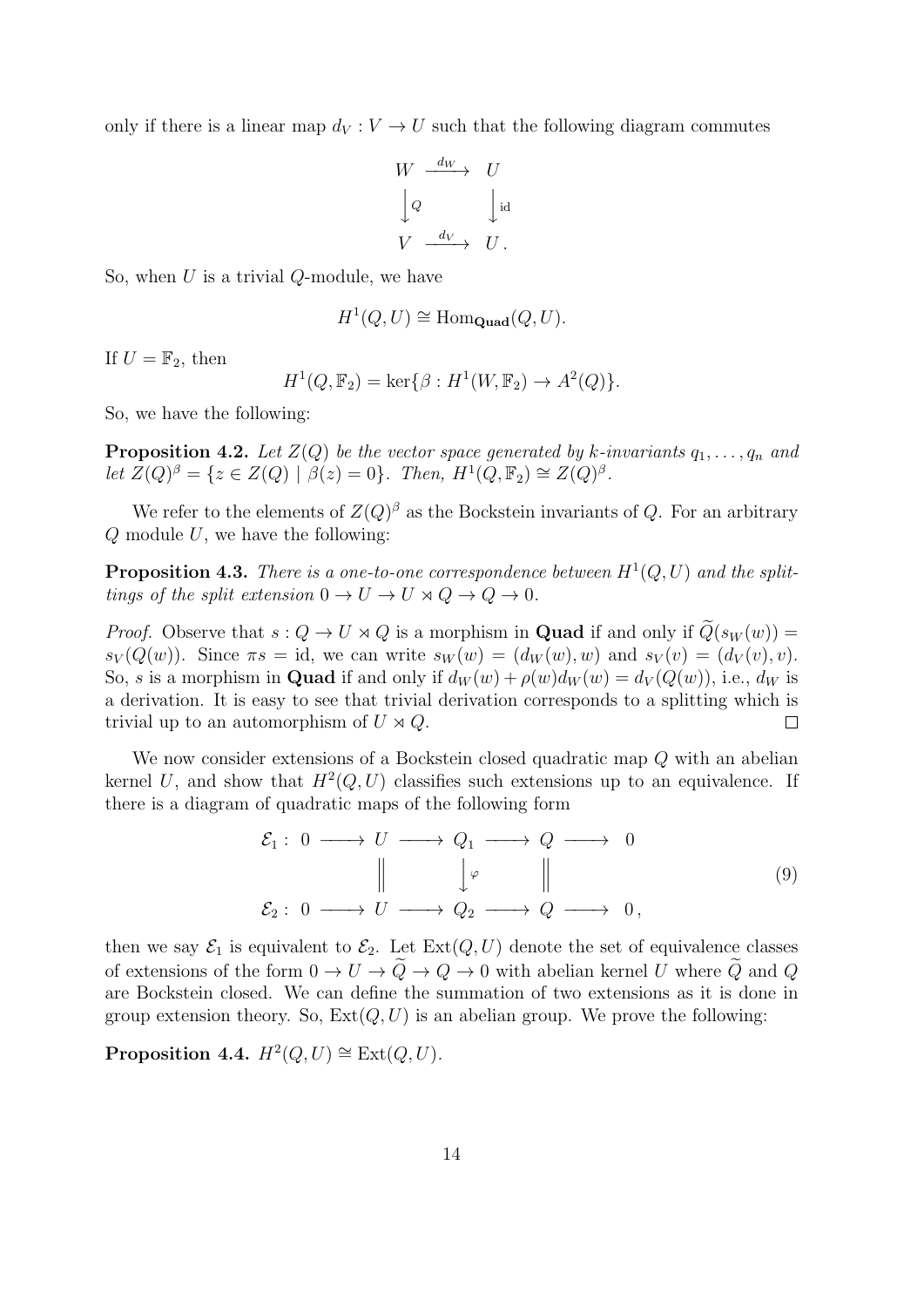only if there is a linear map $d_V : V \to U$ such that the following diagram commutes

$$\begin{array}{ccc} W & \xrightarrow{d_W} & U \\ \Big\downarrow{\scriptstyle Q} & & \Big\downarrow{\scriptstyle \mathrm{id}} \\ V & \xrightarrow{d_V} & U\,. \end{array}$$

So, when $U$ is a trivial $Q$-module, we have

$$H^1(Q,U) \cong \mathrm{Hom}_{\mathbf{Quad}}(Q,U).$$

If $U = \mathbb{F}_2$, then

$$H^1(Q,\mathbb{F}_2) = \ker\{\beta : H^1(W,\mathbb{F}_2) \to A^2(Q)\}.$$

So, we have the following:

**Proposition 4.2.** *Let $Z(Q)$ be the vector space generated by k-invariants $q_1,\dots,q_n$ and let $Z(Q)^\beta = \{z \in Z(Q) \mid \beta(z) = 0\}$. Then, $H^1(Q,\mathbb{F}_2) \cong Z(Q)^\beta$.*

We refer to the elements of $Z(Q)^\beta$ as the Bockstein invariants of $Q$. For an arbitrary $Q$ module $U$, we have the following:

**Proposition 4.3.** *There is a one-to-one correspondence between $H^1(Q,U)$ and the splittings of the split extension $0 \to U \to U \rtimes Q \to Q \to 0$.*

*Proof.* Observe that $s : Q \to U \rtimes Q$ is a morphism in **Quad** if and only if $\widetilde{Q}(s_W(w)) = s_V(Q(w))$. Since $\pi s = \mathrm{id}$, we can write $s_W(w) = (d_W(w), w)$ and $s_V(v) = (d_V(v), v)$. So, $s$ is a morphism in **Quad** if and only if $d_W(w) + \rho(w)d_W(w) = d_V(Q(w))$, i.e., $d_W$ is a derivation. It is easy to see that trivial derivation corresponds to a splitting which is trivial up to an automorphism of $U \rtimes Q$. $\square$

We now consider extensions of a Bockstein closed quadratic map $Q$ with an abelian kernel $U$, and show that $H^2(Q,U)$ classifies such extensions up to an equivalence. If there is a diagram of quadratic maps of the following form

$$\begin{array}{ccccccccc} \mathcal{E}_1 : & 0 & \longrightarrow & U & \longrightarrow & Q_1 & \longrightarrow & Q & \longrightarrow & 0 \\ & & & \Big\| & & \Big\downarrow{\scriptstyle \varphi} & & \Big\| & & \\ \mathcal{E}_2 : & 0 & \longrightarrow & U & \longrightarrow & Q_2 & \longrightarrow & Q & \longrightarrow & 0\,, \end{array} \tag{9}$$

then we say $\mathcal{E}_1$ is equivalent to $\mathcal{E}_2$. Let $\mathrm{Ext}(Q,U)$ denote the set of equivalence classes of extensions of the form $0 \to U \to \widetilde{Q} \to Q \to 0$ with abelian kernel $U$ where $\widetilde{Q}$ and $Q$ are Bockstein closed. We can define the summation of two extensions as it is done in group extension theory. So, $\mathrm{Ext}(Q,U)$ is an abelian group. We prove the following:

**Proposition 4.4.** *$H^2(Q,U) \cong \mathrm{Ext}(Q,U)$.*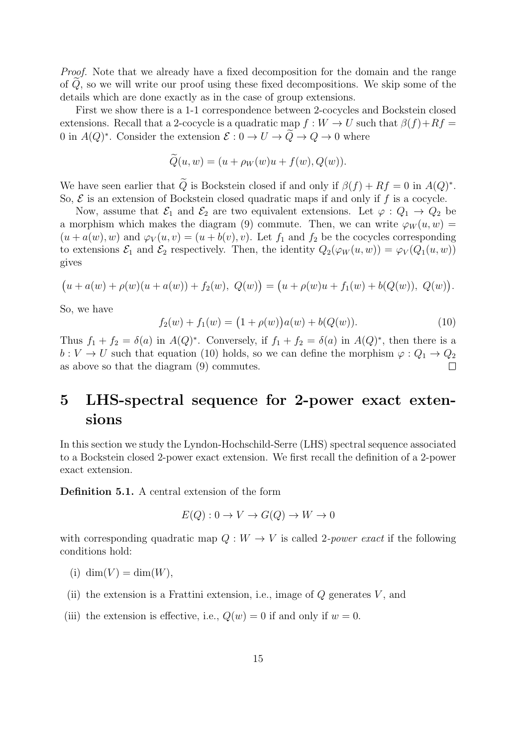*Proof.* Note that we already have a fixed decomposition for the domain and the range of $\widetilde{Q}$, so we will write our proof using these fixed decompositions. We skip some of the details which are done exactly as in the case of group extensions.

First we show there is a 1-1 correspondence between 2-cocycles and Bockstein closed extensions. Recall that a 2-cocycle is a quadratic map $f : W \to U$ such that $\beta(f) + Rf = 0$ in $A(Q)^*$. Consider the extension $\mathcal{E} : 0 \to U \to \widetilde{Q} \to Q \to 0$ where

$$\widetilde{Q}(u, w) = (u + \rho_W(w)u + f(w), Q(w)).$$

We have seen earlier that $\widetilde{Q}$ is Bockstein closed if and only if $\beta(f) + Rf = 0$ in $A(Q)^*$. So, $\mathcal{E}$ is an extension of Bockstein closed quadratic maps if and only if $f$ is a cocycle.

Now, assume that $\mathcal{E}_1$ and $\mathcal{E}_2$ are two equivalent extensions. Let $\varphi : Q_1 \to Q_2$ be a morphism which makes the diagram (9) commute. Then, we can write $\varphi_W(u, w) = (u + a(w), w)$ and $\varphi_V(u, v) = (u + b(v), v)$. Let $f_1$ and $f_2$ be the cocycles corresponding to extensions $\mathcal{E}_1$ and $\mathcal{E}_2$ respectively. Then, the identity $Q_2(\varphi_W(u, w)) = \varphi_V(Q_1(u, w))$ gives

$$\big(u + a(w) + \rho(w)(u + a(w)) + f_2(w),\ Q(w)\big) = \big(u + \rho(w)u + f_1(w) + b(Q(w)),\ Q(w)\big).$$

So, we have

$$f_2(w) + f_1(w) = \big(1 + \rho(w)\big)a(w) + b(Q(w)). \tag{10}$$

Thus $f_1 + f_2 = \delta(a)$ in $A(Q)^*$. Conversely, if $f_1 + f_2 = \delta(a)$ in $A(Q)^*$, then there is a $b : V \to U$ such that equation (10) holds, so we can define the morphism $\varphi : Q_1 \to Q_2$ as above so that the diagram (9) commutes. $\square$

# 5 LHS-spectral sequence for 2-power exact extensions

In this section we study the Lyndon-Hochschild-Serre (LHS) spectral sequence associated to a Bockstein closed 2-power exact extension. We first recall the definition of a 2-power exact extension.

**Definition 5.1.** A central extension of the form

$$E(Q) : 0 \to V \to G(Q) \to W \to 0$$

with corresponding quadratic map $Q : W \to V$ is called 2-*power exact* if the following conditions hold:

(i) $\dim(V) = \dim(W)$,

(ii) the extension is a Frattini extension, i.e., image of $Q$ generates $V$, and

(iii) the extension is effective, i.e., $Q(w) = 0$ if and only if $w = 0$.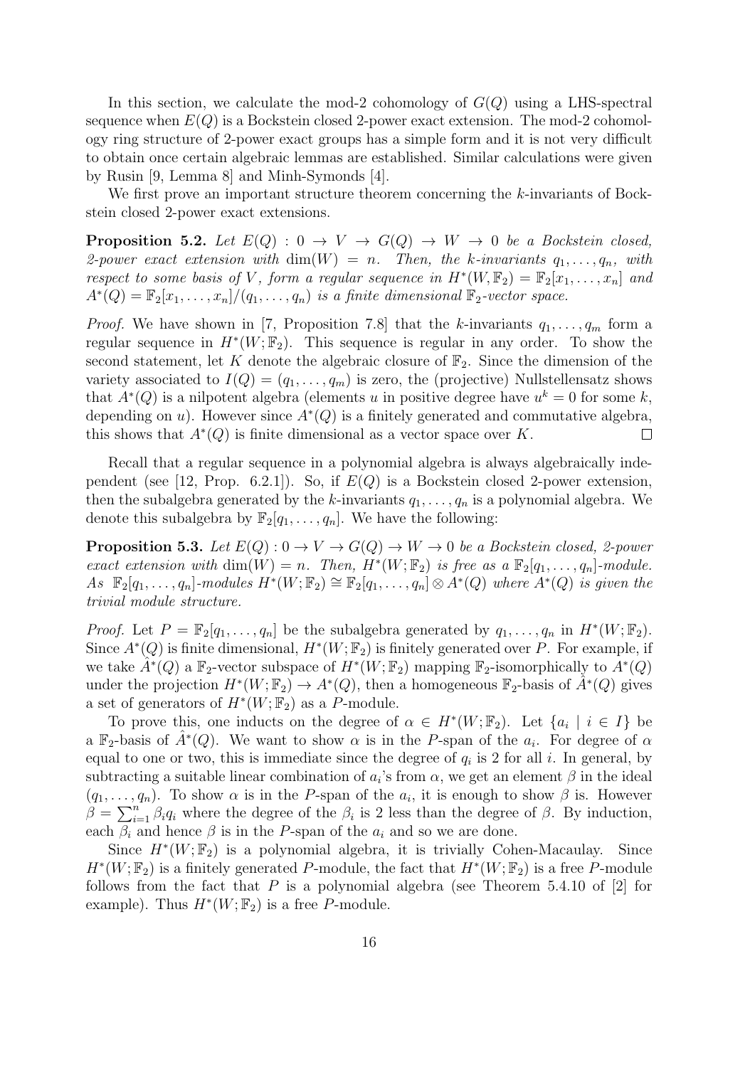In this section, we calculate the mod-2 cohomology of $G(Q)$ using a LHS-spectral sequence when $E(Q)$ is a Bockstein closed 2-power exact extension. The mod-2 cohomology ring structure of 2-power exact groups has a simple form and it is not very difficult to obtain once certain algebraic lemmas are established. Similar calculations were given by Rusin [9, Lemma 8] and Minh-Symonds [4].

We first prove an important structure theorem concerning the $k$-invariants of Bockstein closed 2-power exact extensions.

**Proposition 5.2.** *Let $E(Q) : 0 \to V \to G(Q) \to W \to 0$ be a Bockstein closed, 2-power exact extension with $\dim(W) = n$. Then, the $k$-invariants $q_1, \dots, q_n$, with respect to some basis of $V$, form a regular sequence in $H^*(W, \mathbb{F}_2) = \mathbb{F}_2[x_1, \dots, x_n]$ and $A^*(Q) = \mathbb{F}_2[x_1, \dots, x_n]/(q_1, \dots, q_n)$ is a finite dimensional $\mathbb{F}_2$-vector space.*

*Proof.* We have shown in [7, Proposition 7.8] that the $k$-invariants $q_1, \dots, q_m$ form a regular sequence in $H^*(W; \mathbb{F}_2)$. This sequence is regular in any order. To show the second statement, let $K$ denote the algebraic closure of $\mathbb{F}_2$. Since the dimension of the variety associated to $I(Q) = (q_1, \dots, q_m)$ is zero, the (projective) Nullstellensatz shows that $A^*(Q)$ is a nilpotent algebra (elements $u$ in positive degree have $u^k = 0$ for some $k$, depending on $u$). However since $A^*(Q)$ is a finitely generated and commutative algebra, this shows that $A^*(Q)$ is finite dimensional as a vector space over $K$. $\square$

Recall that a regular sequence in a polynomial algebra is always algebraically independent (see [12, Prop. 6.2.1]). So, if $E(Q)$ is a Bockstein closed 2-power extension, then the subalgebra generated by the $k$-invariants $q_1, \dots, q_n$ is a polynomial algebra. We denote this subalgebra by $\mathbb{F}_2[q_1, \dots, q_n]$. We have the following:

**Proposition 5.3.** *Let $E(Q) : 0 \to V \to G(Q) \to W \to 0$ be a Bockstein closed, 2-power exact extension with $\dim(W) = n$. Then, $H^*(W; \mathbb{F}_2)$ is free as a $\mathbb{F}_2[q_1, \dots, q_n]$-module. As $\mathbb{F}_2[q_1, \dots, q_n]$-modules $H^*(W; \mathbb{F}_2) \cong \mathbb{F}_2[q_1, \dots, q_n] \otimes A^*(Q)$ where $A^*(Q)$ is given the trivial module structure.*

*Proof.* Let $P = \mathbb{F}_2[q_1, \dots, q_n]$ be the subalgebra generated by $q_1, \dots, q_n$ in $H^*(W; \mathbb{F}_2)$. Since $A^*(Q)$ is finite dimensional, $H^*(W; \mathbb{F}_2)$ is finitely generated over $P$. For example, if we take $\hat{A}^*(Q)$ a $\mathbb{F}_2$-vector subspace of $H^*(W; \mathbb{F}_2)$ mapping $\mathbb{F}_2$-isomorphically to $A^*(Q)$ under the projection $H^*(W; \mathbb{F}_2) \to A^*(Q)$, then a homogeneous $\mathbb{F}_2$-basis of $\hat{A}^*(Q)$ gives a set of generators of $H^*(W; \mathbb{F}_2)$ as a $P$-module.

To prove this, one inducts on the degree of $\alpha \in H^*(W; \mathbb{F}_2)$. Let $\{a_i \mid i \in I\}$ be a $\mathbb{F}_2$-basis of $\hat{A}^*(Q)$. We want to show $\alpha$ is in the $P$-span of the $a_i$. For degree of $\alpha$ equal to one or two, this is immediate since the degree of $q_i$ is 2 for all $i$. In general, by subtracting a suitable linear combination of $a_i$'s from $\alpha$, we get an element $\beta$ in the ideal $(q_1, \dots, q_n)$. To show $\alpha$ is in the $P$-span of the $a_i$, it is enough to show $\beta$ is. However $\beta = \sum_{i=1}^{n} \beta_i q_i$ where the degree of the $\beta_i$ is 2 less than the degree of $\beta$. By induction, each $\beta_i$ and hence $\beta$ is in the $P$-span of the $a_i$ and so we are done.

Since $H^*(W; \mathbb{F}_2)$ is a polynomial algebra, it is trivially Cohen-Macaulay. Since $H^*(W; \mathbb{F}_2)$ is a finitely generated $P$-module, the fact that $H^*(W; \mathbb{F}_2)$ is a free $P$-module follows from the fact that $P$ is a polynomial algebra (see Theorem 5.4.10 of [2] for example). Thus $H^*(W; \mathbb{F}_2)$ is a free $P$-module.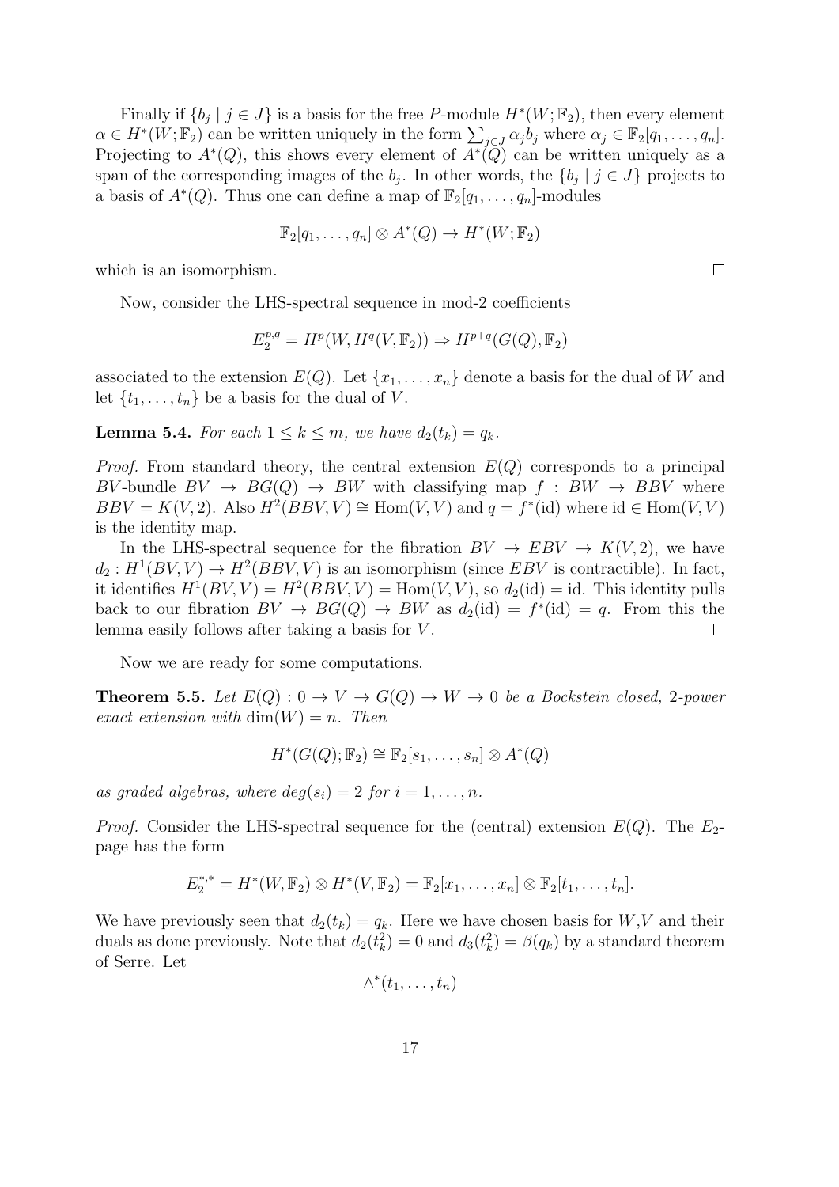Finally if $\{b_j \mid j \in J\}$ is a basis for the free $P$-module $H^*(W;\mathbb{F}_2)$, then every element $\alpha \in H^*(W;\mathbb{F}_2)$ can be written uniquely in the form $\sum_{j\in J} \alpha_j b_j$ where $\alpha_j \in \mathbb{F}_2[q_1,\ldots,q_n]$. Projecting to $A^*(Q)$, this shows every element of $A^*(Q)$ can be written uniquely as a span of the corresponding images of the $b_j$. In other words, the $\{b_j \mid j \in J\}$ projects to a basis of $A^*(Q)$. Thus one can define a map of $\mathbb{F}_2[q_1,\ldots,q_n]$-modules

$$\mathbb{F}_2[q_1,\ldots,q_n] \otimes A^*(Q) \to H^*(W;\mathbb{F}_2)$$

which is an isomorphism. $\square$

Now, consider the LHS-spectral sequence in mod-2 coefficients

$$E_2^{p,q} = H^p(W, H^q(V,\mathbb{F}_2)) \Rightarrow H^{p+q}(G(Q),\mathbb{F}_2)$$

associated to the extension $E(Q)$. Let $\{x_1,\ldots,x_n\}$ denote a basis for the dual of $W$ and let $\{t_1,\ldots,t_n\}$ be a basis for the dual of $V$.

**Lemma 5.4.** *For each $1 \leq k \leq m$, we have $d_2(t_k) = q_k$.*

*Proof.* From standard theory, the central extension $E(Q)$ corresponds to a principal $BV$-bundle $BV \to BG(Q) \to BW$ with classifying map $f : BW \to BBV$ where $BBV = K(V,2)$. Also $H^2(BBV,V) \cong \mathrm{Hom}(V,V)$ and $q = f^*(\mathrm{id})$ where $\mathrm{id} \in \mathrm{Hom}(V,V)$ is the identity map.

In the LHS-spectral sequence for the fibration $BV \to EBV \to K(V,2)$, we have $d_2 : H^1(BV,V) \to H^2(BBV,V)$ is an isomorphism (since $EBV$ is contractible). In fact, it identifies $H^1(BV,V) = H^2(BBV,V) = \mathrm{Hom}(V,V)$, so $d_2(\mathrm{id}) = \mathrm{id}$. This identity pulls back to our fibration $BV \to BG(Q) \to BW$ as $d_2(\mathrm{id}) = f^*(\mathrm{id}) = q$. From this the lemma easily follows after taking a basis for $V$. $\square$

Now we are ready for some computations.

**Theorem 5.5.** *Let $E(Q) : 0 \to V \to G(Q) \to W \to 0$ be a Bockstein closed, 2-power exact extension with $\dim(W) = n$. Then*

$$H^*(G(Q);\mathbb{F}_2) \cong \mathbb{F}_2[s_1,\ldots,s_n] \otimes A^*(Q)$$

*as graded algebras, where $deg(s_i) = 2$ for $i = 1,\ldots,n$.*

*Proof.* Consider the LHS-spectral sequence for the (central) extension $E(Q)$. The $E_2$-page has the form

$$E_2^{*,*} = H^*(W,\mathbb{F}_2) \otimes H^*(V,\mathbb{F}_2) = \mathbb{F}_2[x_1,\ldots,x_n] \otimes \mathbb{F}_2[t_1,\ldots,t_n].$$

We have previously seen that $d_2(t_k) = q_k$. Here we have chosen basis for $W$,$V$ and their duals as done previously. Note that $d_2(t_k^2) = 0$ and $d_3(t_k^2) = \beta(q_k)$ by a standard theorem of Serre. Let

$$\wedge^*(t_1,\ldots,t_n)$$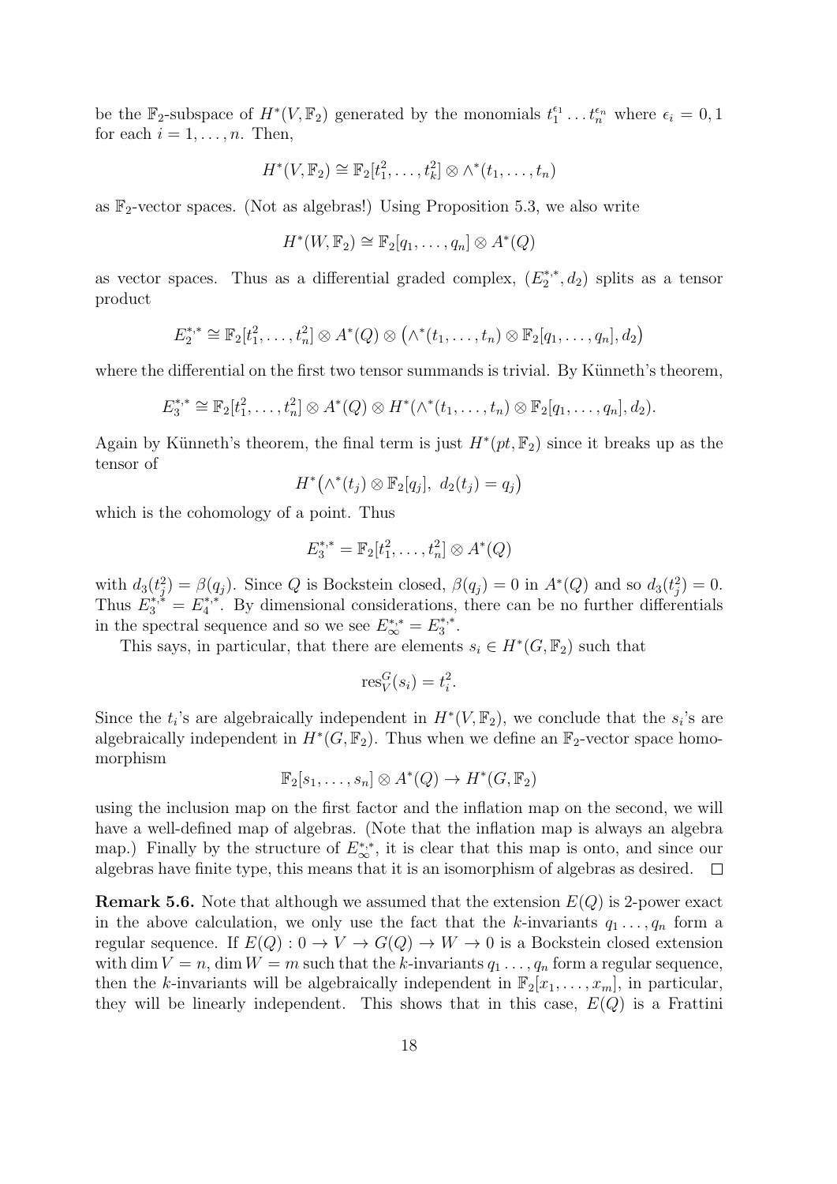be the $\mathbb{F}_2$-subspace of $H^*(V,\mathbb{F}_2)$ generated by the monomials $t_1^{\epsilon_1}\dots t_n^{\epsilon_n}$ where $\epsilon_i = 0, 1$ for each $i = 1, \dots, n$. Then,

$$H^*(V,\mathbb{F}_2) \cong \mathbb{F}_2[t_1^2,\dots,t_k^2] \otimes \wedge^*(t_1,\dots,t_n)$$

as $\mathbb{F}_2$-vector spaces. (Not as algebras!) Using Proposition 5.3, we also write

$$H^*(W,\mathbb{F}_2) \cong \mathbb{F}_2[q_1,\dots,q_n] \otimes A^*(Q)$$

as vector spaces. Thus as a differential graded complex, $(E_2^{*,*}, d_2)$ splits as a tensor product

$$E_2^{*,*} \cong \mathbb{F}_2[t_1^2,\dots,t_n^2] \otimes A^*(Q) \otimes \big(\wedge^*(t_1,\dots,t_n) \otimes \mathbb{F}_2[q_1,\dots,q_n], d_2\big)$$

where the differential on the first two tensor summands is trivial. By Künneth's theorem,

$$E_3^{*,*} \cong \mathbb{F}_2[t_1^2,\dots,t_n^2] \otimes A^*(Q) \otimes H^*(\wedge^*(t_1,\dots,t_n) \otimes \mathbb{F}_2[q_1,\dots,q_n], d_2).$$

Again by Künneth's theorem, the final term is just $H^*(pt,\mathbb{F}_2)$ since it breaks up as the tensor of

$$H^*\big(\wedge^*(t_j) \otimes \mathbb{F}_2[q_j],\ d_2(t_j) = q_j\big)$$

which is the cohomology of a point. Thus

$$E_3^{*,*} = \mathbb{F}_2[t_1^2,\dots,t_n^2] \otimes A^*(Q)$$

with $d_3(t_j^2) = \beta(q_j)$. Since $Q$ is Bockstein closed, $\beta(q_j) = 0$ in $A^*(Q)$ and so $d_3(t_j^2) = 0$. Thus $E_3^{*,*} = E_4^{*,*}$. By dimensional considerations, there can be no further differentials in the spectral sequence and so we see $E_\infty^{*,*} = E_3^{*,*}$.

This says, in particular, that there are elements $s_i \in H^*(G,\mathbb{F}_2)$ such that

$$\operatorname{res}_V^G(s_i) = t_i^2.$$

Since the $t_i$'s are algebraically independent in $H^*(V,\mathbb{F}_2)$, we conclude that the $s_i$'s are algebraically independent in $H^*(G,\mathbb{F}_2)$. Thus when we define an $\mathbb{F}_2$-vector space homomorphism

$$\mathbb{F}_2[s_1,\dots,s_n] \otimes A^*(Q) \to H^*(G,\mathbb{F}_2)$$

using the inclusion map on the first factor and the inflation map on the second, we will have a well-defined map of algebras. (Note that the inflation map is always an algebra map.) Finally by the structure of $E_\infty^{*,*}$, it is clear that this map is onto, and since our algebras have finite type, this means that it is an isomorphism of algebras as desired. $\square$

**Remark 5.6.** Note that although we assumed that the extension $E(Q)$ is 2-power exact in the above calculation, we only use the fact that the $k$-invariants $q_1 \dots, q_n$ form a regular sequence. If $E(Q) : 0 \to V \to G(Q) \to W \to 0$ is a Bockstein closed extension with $\dim V = n$, $\dim W = m$ such that the $k$-invariants $q_1 \dots, q_n$ form a regular sequence, then the $k$-invariants will be algebraically independent in $\mathbb{F}_2[x_1,\dots,x_m]$, in particular, they will be linearly independent. This shows that in this case, $E(Q)$ is a Frattini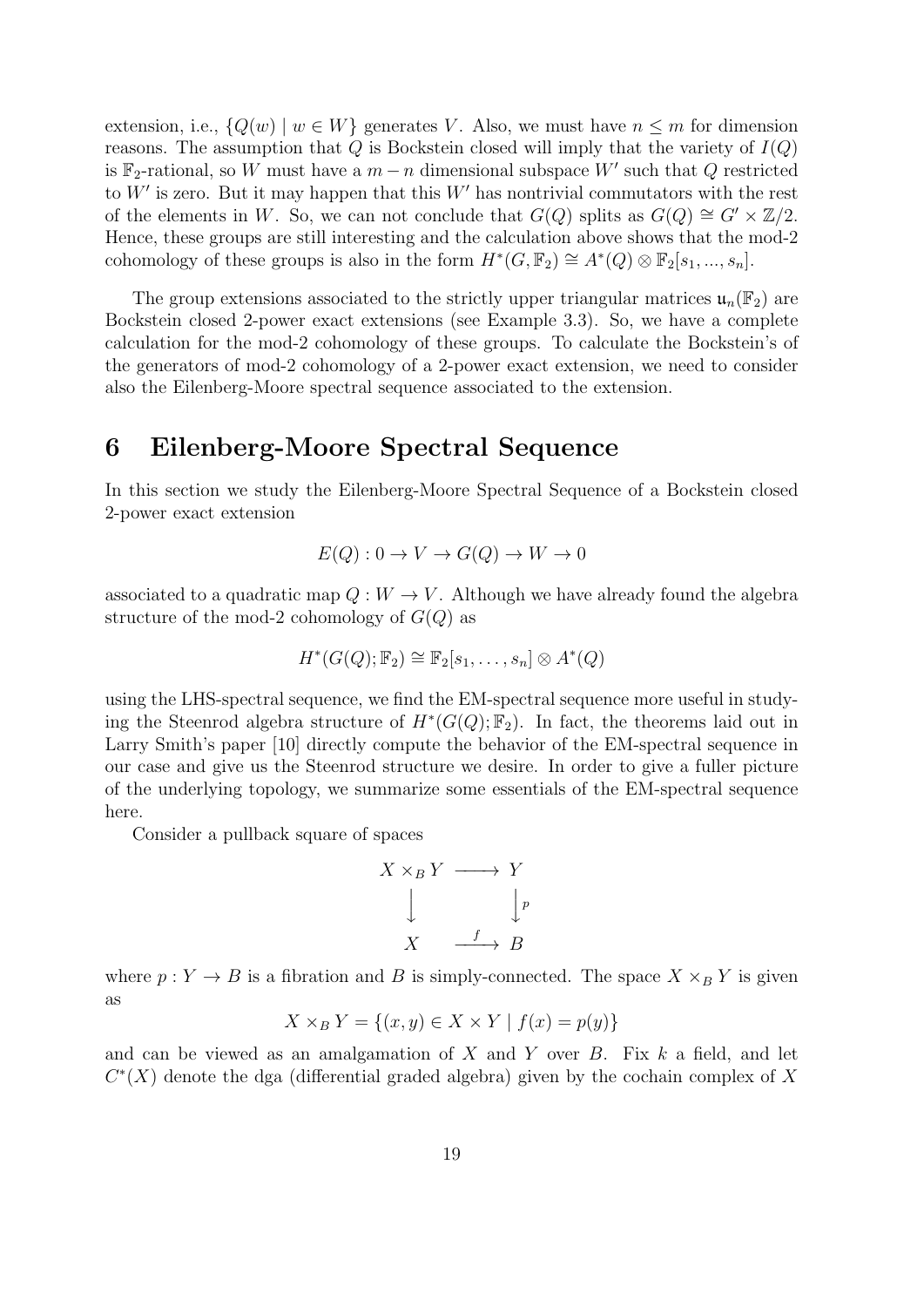extension, i.e., $\{Q(w) \mid w \in W\}$ generates $V$. Also, we must have $n \leq m$ for dimension reasons. The assumption that $Q$ is Bockstein closed will imply that the variety of $I(Q)$ is $\mathbb{F}_2$-rational, so $W$ must have a $m-n$ dimensional subspace $W'$ such that $Q$ restricted to $W'$ is zero. But it may happen that this $W'$ has nontrivial commutators with the rest of the elements in $W$. So, we can not conclude that $G(Q)$ splits as $G(Q) \cong G' \times \mathbb{Z}/2$. Hence, these groups are still interesting and the calculation above shows that the mod-2 cohomology of these groups is also in the form $H^*(G, \mathbb{F}_2) \cong A^*(Q) \otimes \mathbb{F}_2[s_1, ..., s_n]$.

The group extensions associated to the strictly upper triangular matrices $\mathfrak{u}_n(\mathbb{F}_2)$ are Bockstein closed 2-power exact extensions (see Example 3.3). So, we have a complete calculation for the mod-2 cohomology of these groups. To calculate the Bockstein's of the generators of mod-2 cohomology of a 2-power exact extension, we need to consider also the Eilenberg-Moore spectral sequence associated to the extension.

# 6 Eilenberg-Moore Spectral Sequence

In this section we study the Eilenberg-Moore Spectral Sequence of a Bockstein closed 2-power exact extension

$$E(Q) : 0 \to V \to G(Q) \to W \to 0$$

associated to a quadratic map $Q : W \to V$. Although we have already found the algebra structure of the mod-2 cohomology of $G(Q)$ as

$$H^*(G(Q); \mathbb{F}_2) \cong \mathbb{F}_2[s_1, \dots, s_n] \otimes A^*(Q)$$

using the LHS-spectral sequence, we find the EM-spectral sequence more useful in studying the Steenrod algebra structure of $H^*(G(Q); \mathbb{F}_2)$. In fact, the theorems laid out in Larry Smith's paper [10] directly compute the behavior of the EM-spectral sequence in our case and give us the Steenrod structure we desire. In order to give a fuller picture of the underlying topology, we summarize some essentials of the EM-spectral sequence here.

Consider a pullback square of spaces

$$\begin{array}{ccc} X \times_B Y & \longrightarrow & Y \\ \downarrow & & \downarrow p \\ X & \xrightarrow{f} & B \end{array}$$

where $p : Y \to B$ is a fibration and $B$ is simply-connected. The space $X \times_B Y$ is given as

$$X \times_B Y = \{(x, y) \in X \times Y \mid f(x) = p(y)\}$$

and can be viewed as an amalgamation of $X$ and $Y$ over $B$. Fix $k$ a field, and let $C^*(X)$ denote the dga (differential graded algebra) given by the cochain complex of $X$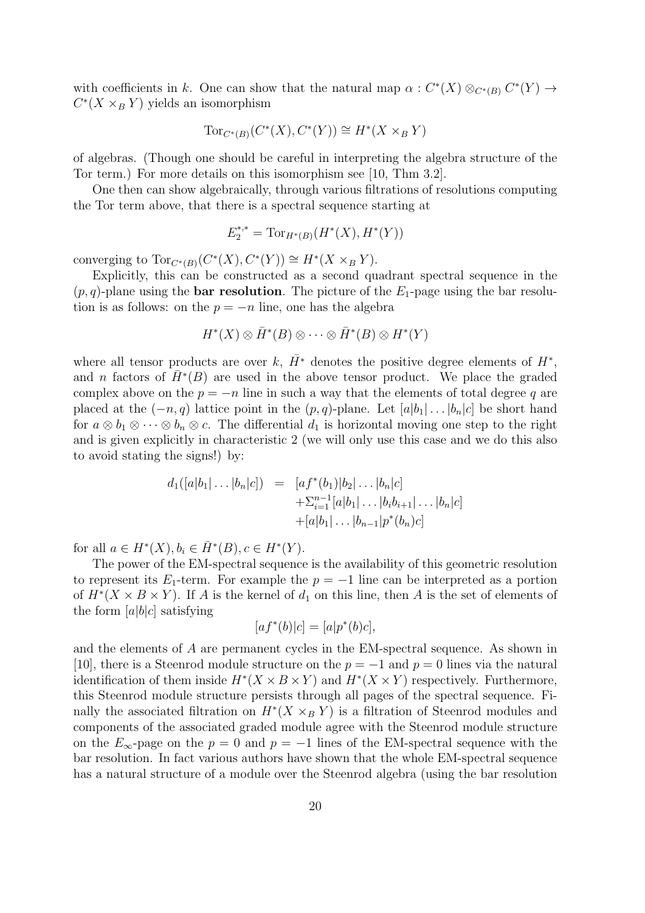with coefficients in $k$. One can show that the natural map $\alpha : C^*(X) \otimes_{C^*(B)} C^*(Y) \to C^*(X \times_B Y)$ yields an isomorphism

$$\mathrm{Tor}_{C^*(B)}(C^*(X), C^*(Y)) \cong H^*(X \times_B Y)$$

of algebras. (Though one should be careful in interpreting the algebra structure of the Tor term.) For more details on this isomorphism see [10, Thm 3.2].

One then can show algebraically, through various filtrations of resolutions computing the Tor term above, that there is a spectral sequence starting at

$$E_2^{*,*} = \mathrm{Tor}_{H^*(B)}(H^*(X), H^*(Y))$$

converging to $\mathrm{Tor}_{C^*(B)}(C^*(X), C^*(Y)) \cong H^*(X \times_B Y)$.

Explicitly, this can be constructed as a second quadrant spectral sequence in the $(p, q)$-plane using the **bar resolution**. The picture of the $E_1$-page using the bar resolution is as follows: on the $p = -n$ line, one has the algebra

$$H^*(X) \otimes \bar{H}^*(B) \otimes \cdots \otimes \bar{H}^*(B) \otimes H^*(Y)$$

where all tensor products are over $k$, $\bar{H}^*$ denotes the positive degree elements of $H^*$, and $n$ factors of $\bar{H}^*(B)$ are used in the above tensor product. We place the graded complex above on the $p = -n$ line in such a way that the elements of total degree $q$ are placed at the $(-n, q)$ lattice point in the $(p, q)$-plane. Let $[a|b_1| \ldots |b_n|c]$ be short hand for $a \otimes b_1 \otimes \cdots \otimes b_n \otimes c$. The differential $d_1$ is horizontal moving one step to the right and is given explicitly in characteristic 2 (we will only use this case and we do this also to avoid stating the signs!) by:

$$\begin{aligned} d_1([a|b_1| \ldots |b_n|c]) &= [af^*(b_1)|b_2| \ldots |b_n|c] \\ &\quad + \Sigma_{i=1}^{n-1} [a|b_1| \ldots |b_i b_{i+1}| \ldots |b_n|c] \\ &\quad + [a|b_1| \ldots |b_{n-1}|p^*(b_n)c] \end{aligned}$$

for all $a \in H^*(X), b_i \in \bar{H}^*(B), c \in H^*(Y)$.

The power of the EM-spectral sequence is the availability of this geometric resolution to represent its $E_1$-term. For example the $p = -1$ line can be interpreted as a portion of $H^*(X \times B \times Y)$. If $A$ is the kernel of $d_1$ on this line, then $A$ is the set of elements of the form $[a|b|c]$ satisfying

$$[af^*(b)|c] = [a|p^*(b)c],$$

and the elements of $A$ are permanent cycles in the EM-spectral sequence. As shown in [10], there is a Steenrod module structure on the $p = -1$ and $p = 0$ lines via the natural identification of them inside $H^*(X \times B \times Y)$ and $H^*(X \times Y)$ respectively. Furthermore, this Steenrod module structure persists through all pages of the spectral sequence. Finally the associated filtration on $H^*(X \times_B Y)$ is a filtration of Steenrod modules and components of the associated graded module agree with the Steenrod module structure on the $E_\infty$-page on the $p = 0$ and $p = -1$ lines of the EM-spectral sequence with the bar resolution. In fact various authors have shown that the whole EM-spectral sequence has a natural structure of a module over the Steenrod algebra (using the bar resolution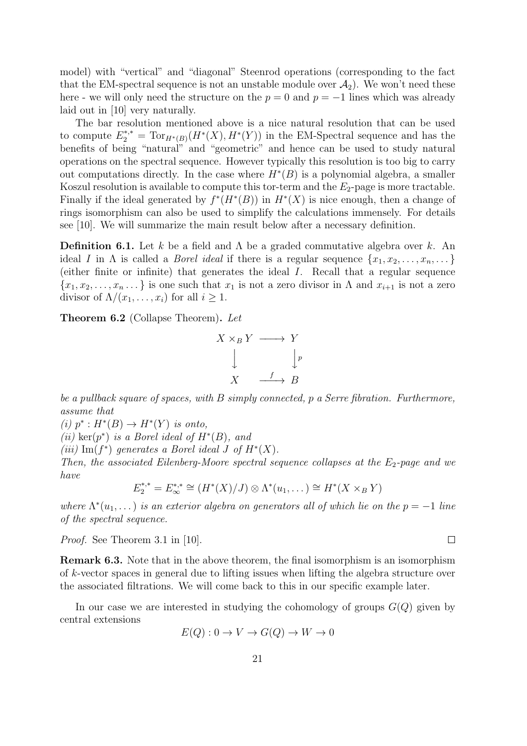model) with "vertical" and "diagonal" Steenrod operations (corresponding to the fact that the EM-spectral sequence is not an unstable module over $\mathcal{A}_2$). We won't need these here - we will only need the structure on the $p = 0$ and $p = -1$ lines which was already laid out in [10] very naturally.

The bar resolution mentioned above is a nice natural resolution that can be used to compute $E_2^{*,*} = \mathrm{Tor}_{H^*(B)}(H^*(X), H^*(Y))$ in the EM-Spectral sequence and has the benefits of being "natural" and "geometric" and hence can be used to study natural operations on the spectral sequence. However typically this resolution is too big to carry out computations directly. In the case where $H^*(B)$ is a polynomial algebra, a smaller Koszul resolution is available to compute this tor-term and the $E_2$-page is more tractable. Finally if the ideal generated by $f^*(H^*(B))$ in $H^*(X)$ is nice enough, then a change of rings isomorphism can also be used to simplify the calculations immensely. For details see [10]. We will summarize the main result below after a necessary definition.

**Definition 6.1.** Let $k$ be a field and $\Lambda$ be a graded commutative algebra over $k$. An ideal $I$ in $\Lambda$ is called a *Borel ideal* if there is a regular sequence $\{x_1, x_2, \ldots, x_n, \ldots\}$ (either finite or infinite) that generates the ideal $I$. Recall that a regular sequence $\{x_1, x_2, \ldots, x_n \ldots\}$ is one such that $x_1$ is not a zero divisor in $\Lambda$ and $x_{i+1}$ is not a zero divisor of $\Lambda/(x_1, \ldots, x_i)$ for all $i \geq 1$.

**Theorem 6.2** (Collapse Theorem)**.** *Let*

$$\begin{array}{ccc} X \times_B Y & \longrightarrow & Y \\ \Big\downarrow & & \Big\downarrow p \\ X & \xrightarrow{\ f\ } & B \end{array}$$

*be a pullback square of spaces, with $B$ simply connected, $p$ a Serre fibration. Furthermore, assume that*
*(i) $p^* : H^*(B) \to H^*(Y)$ is onto,*
*(ii) $\ker(p^*)$ is a Borel ideal of $H^*(B)$, and*
*(iii) $\mathrm{Im}(f^*)$ generates a Borel ideal $J$ of $H^*(X)$.*
*Then, the associated Eilenberg-Moore spectral sequence collapses at the $E_2$-page and we have*

$$E_2^{*,*} = E_\infty^{*,*} \cong (H^*(X)/J) \otimes \Lambda^*(u_1, \ldots) \cong H^*(X \times_B Y)$$

*where $\Lambda^*(u_1, \ldots)$ is an exterior algebra on generators all of which lie on the $p = -1$ line of the spectral sequence.*

*Proof.* See Theorem 3.1 in [10]. □

**Remark 6.3.** Note that in the above theorem, the final isomorphism is an isomorphism of $k$-vector spaces in general due to lifting issues when lifting the algebra structure over the associated filtrations. We will come back to this in our specific example later.

In our case we are interested in studying the cohomology of groups $G(Q)$ given by central extensions

$$E(Q) : 0 \to V \to G(Q) \to W \to 0$$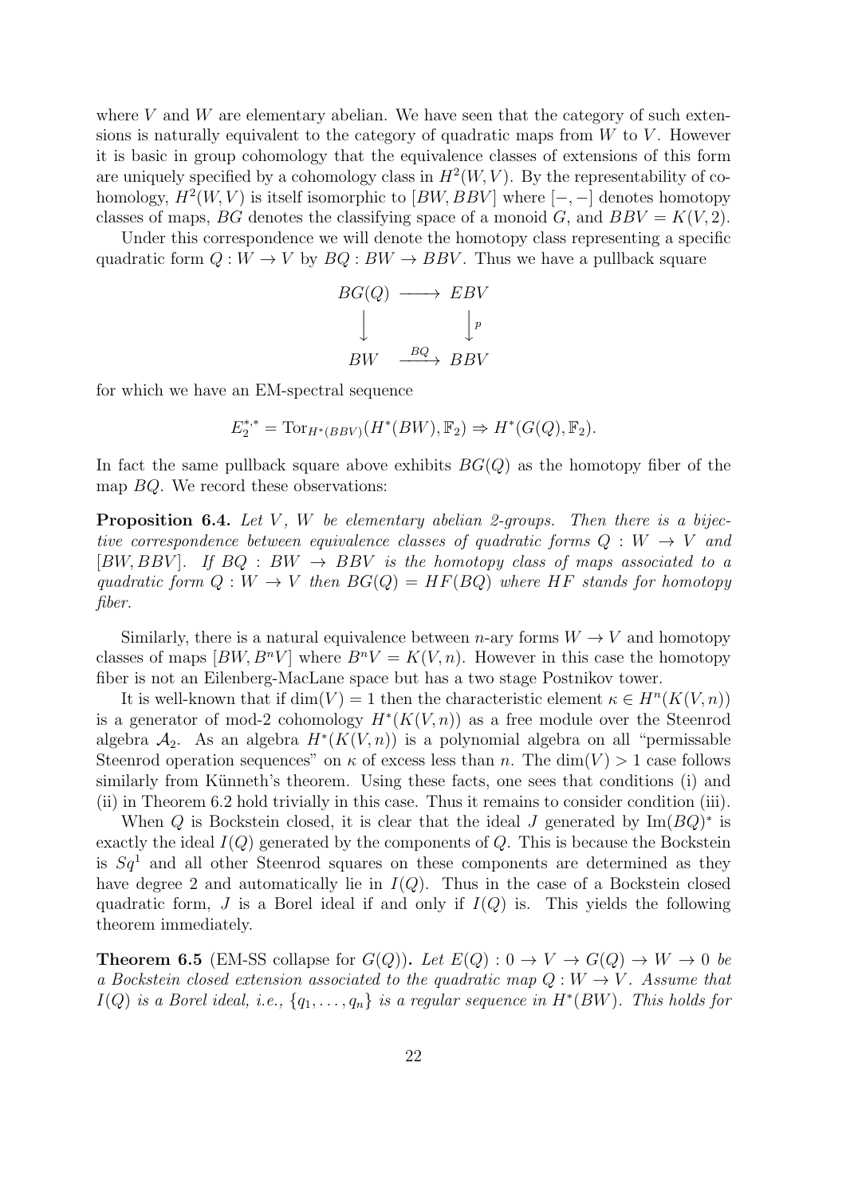where $V$ and $W$ are elementary abelian. We have seen that the category of such extensions is naturally equivalent to the category of quadratic maps from $W$ to $V$. However it is basic in group cohomology that the equivalence classes of extensions of this form are uniquely specified by a cohomology class in $H^2(W, V)$. By the representability of cohomology, $H^2(W, V)$ is itself isomorphic to $[BW, BBV]$ where $[-,-]$ denotes homotopy classes of maps, $BG$ denotes the classifying space of a monoid $G$, and $BBV = K(V, 2)$.

Under this correspondence we will denote the homotopy class representing a specific quadratic form $Q : W \to V$ by $BQ : BW \to BBV$. Thus we have a pullback square

$$\begin{array}{ccc} BG(Q) & \longrightarrow & EBV \\ \Big\downarrow & & \Big\downarrow p \\ BW & \xrightarrow{BQ} & BBV \end{array}$$

for which we have an EM-spectral sequence

$$E_2^{*,*} = \mathrm{Tor}_{H^*(BBV)}(H^*(BW), \mathbb{F}_2) \Rightarrow H^*(G(Q), \mathbb{F}_2).$$

In fact the same pullback square above exhibits $BG(Q)$ as the homotopy fiber of the map $BQ$. We record these observations:

**Proposition 6.4.** *Let $V$, $W$ be elementary abelian 2-groups. Then there is a bijective correspondence between equivalence classes of quadratic forms $Q : W \to V$ and $[BW, BBV]$. If $BQ : BW \to BBV$ is the homotopy class of maps associated to a quadratic form $Q : W \to V$ then $BG(Q) = HF(BQ)$ where $HF$ stands for homotopy fiber.*

Similarly, there is a natural equivalence between $n$-ary forms $W \to V$ and homotopy classes of maps $[BW, B^nV]$ where $B^nV = K(V, n)$. However in this case the homotopy fiber is not an Eilenberg-MacLane space but has a two stage Postnikov tower.

It is well-known that if $\dim(V) = 1$ then the characteristic element $\kappa \in H^n(K(V, n))$ is a generator of mod-2 cohomology $H^*(K(V, n))$ as a free module over the Steenrod algebra $\mathcal{A}_2$. As an algebra $H^*(K(V, n))$ is a polynomial algebra on all "permissable Steenrod operation sequences" on $\kappa$ of excess less than $n$. The $\dim(V) > 1$ case follows similarly from Künneth's theorem. Using these facts, one sees that conditions (i) and (ii) in Theorem 6.2 hold trivially in this case. Thus it remains to consider condition (iii).

When $Q$ is Bockstein closed, it is clear that the ideal $J$ generated by $\mathrm{Im}(BQ)^*$ is exactly the ideal $I(Q)$ generated by the components of $Q$. This is because the Bockstein is $Sq^1$ and all other Steenrod squares on these components are determined as they have degree 2 and automatically lie in $I(Q)$. Thus in the case of a Bockstein closed quadratic form, $J$ is a Borel ideal if and only if $I(Q)$ is. This yields the following theorem immediately.

**Theorem 6.5** (EM-SS collapse for $G(Q)$)**.** *Let $E(Q) : 0 \to V \to G(Q) \to W \to 0$ be a Bockstein closed extension associated to the quadratic map $Q : W \to V$. Assume that $I(Q)$ is a Borel ideal, i.e., $\{q_1, \ldots, q_n\}$ is a regular sequence in $H^*(BW)$. This holds for*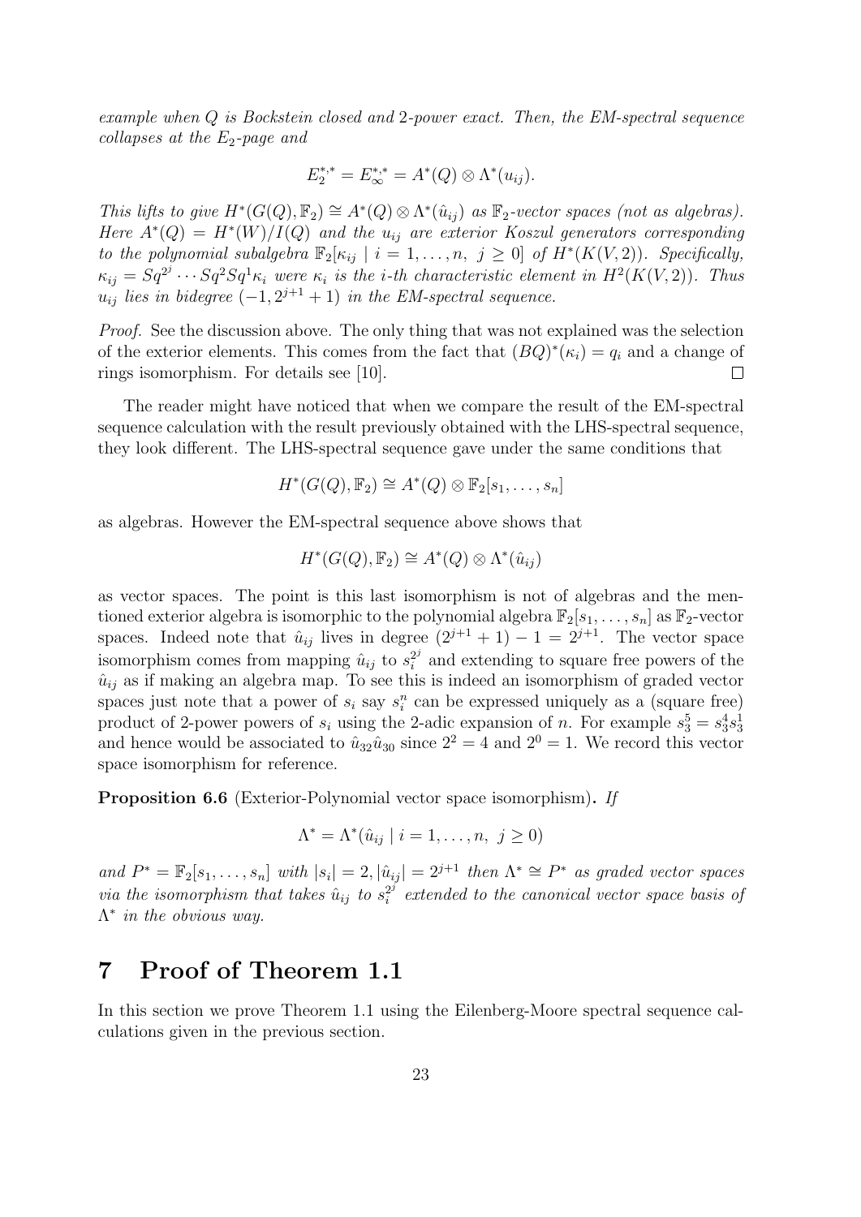*example when $Q$ is Bockstein closed and 2-power exact. Then, the EM-spectral sequence collapses at the $E_2$-page and*

$$E_2^{*,*} = E_\infty^{*,*} = A^*(Q) \otimes \Lambda^*(u_{ij}).$$

*This lifts to give $H^*(G(Q), \mathbb{F}_2) \cong A^*(Q) \otimes \Lambda^*(\hat{u}_{ij})$ as $\mathbb{F}_2$-vector spaces (not as algebras). Here $A^*(Q) = H^*(W)/I(Q)$ and the $u_{ij}$ are exterior Koszul generators corresponding to the polynomial subalgebra $\mathbb{F}_2[\kappa_{ij} \mid i = 1, \ldots, n,\ j \geq 0]$ of $H^*(K(V, 2))$. Specifically, $\kappa_{ij} = Sq^{2^j} \cdots Sq^2 Sq^1 \kappa_i$ were $\kappa_i$ is the $i$-th characteristic element in $H^2(K(V, 2))$. Thus $u_{ij}$ lies in bidegree $(-1, 2^{j+1} + 1)$ in the EM-spectral sequence.*

*Proof.* See the discussion above. The only thing that was not explained was the selection of the exterior elements. This comes from the fact that $(BQ)^*(\kappa_i) = q_i$ and a change of rings isomorphism. For details see [10]. □

The reader might have noticed that when we compare the result of the EM-spectral sequence calculation with the result previously obtained with the LHS-spectral sequence, they look different. The LHS-spectral sequence gave under the same conditions that

$$H^*(G(Q), \mathbb{F}_2) \cong A^*(Q) \otimes \mathbb{F}_2[s_1, \ldots, s_n]$$

as algebras. However the EM-spectral sequence above shows that

$$H^*(G(Q), \mathbb{F}_2) \cong A^*(Q) \otimes \Lambda^*(\hat{u}_{ij})$$

as vector spaces. The point is this last isomorphism is not of algebras and the mentioned exterior algebra is isomorphic to the polynomial algebra $\mathbb{F}_2[s_1, \ldots, s_n]$ as $\mathbb{F}_2$-vector spaces. Indeed note that $\hat{u}_{ij}$ lives in degree $(2^{j+1} + 1) - 1 = 2^{j+1}$. The vector space isomorphism comes from mapping $\hat{u}_{ij}$ to $s_i^{2^j}$ and extending to square free powers of the $\hat{u}_{ij}$ as if making an algebra map. To see this is indeed an isomorphism of graded vector spaces just note that a power of $s_i$ say $s_i^n$ can be expressed uniquely as a (square free) product of 2-power powers of $s_i$ using the 2-adic expansion of $n$. For example $s_3^5 = s_3^4 s_3^1$ and hence would be associated to $\hat{u}_{32}\hat{u}_{30}$ since $2^2 = 4$ and $2^0 = 1$. We record this vector space isomorphism for reference.

**Proposition 6.6** (Exterior-Polynomial vector space isomorphism)**.** *If*

$$\Lambda^* = \Lambda^*(\hat{u}_{ij} \mid i = 1, \ldots, n,\ j \geq 0)$$

*and $P^* = \mathbb{F}_2[s_1, \ldots, s_n]$ with $|s_i| = 2, |\hat{u}_{ij}| = 2^{j+1}$ then $\Lambda^* \cong P^*$ as graded vector spaces via the isomorphism that takes $\hat{u}_{ij}$ to $s_i^{2^j}$ extended to the canonical vector space basis of $\Lambda^*$ in the obvious way.*

# 7 Proof of Theorem 1.1

In this section we prove Theorem 1.1 using the Eilenberg-Moore spectral sequence calculations given in the previous section.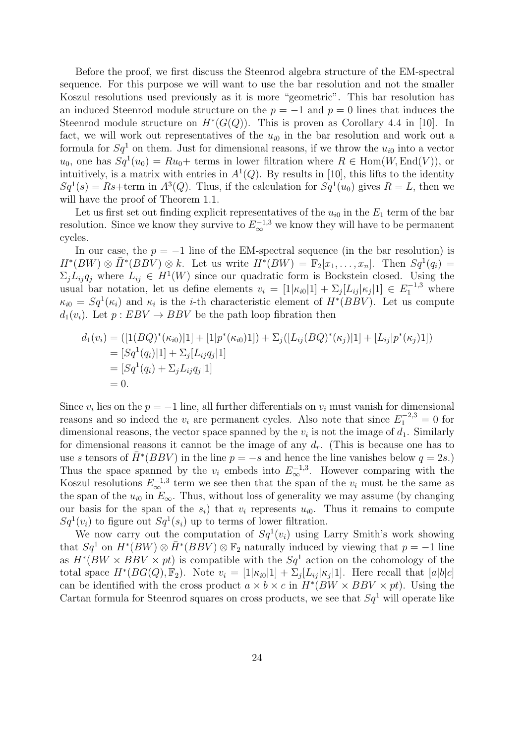Before the proof, we first discuss the Steenrod algebra structure of the EM-spectral sequence. For this purpose we will want to use the bar resolution and not the smaller Koszul resolutions used previously as it is more "geometric". This bar resolution has an induced Steenrod module structure on the $p = -1$ and $p = 0$ lines that induces the Steenrod module structure on $H^*(G(Q))$. This is proven as Corollary 4.4 in [10]. In fact, we will work out representatives of the $u_{i0}$ in the bar resolution and work out a formula for $Sq^1$ on them. Just for dimensional reasons, if we throw the $u_{i0}$ into a vector $u_0$, one has $Sq^1(u_0) = Ru_0+$ terms in lower filtration where $R \in \mathrm{Hom}(W, \mathrm{End}(V))$, or intuitively, is a matrix with entries in $A^1(Q)$. By results in [10], this lifts to the identity $Sq^1(s) = Rs+$term in $A^3(Q)$. Thus, if the calculation for $Sq^1(u_0)$ gives $R = L$, then we will have the proof of Theorem 1.1.

Let us first set out finding explicit representatives of the $u_{i0}$ in the $E_1$ term of the bar resolution. Since we know they survive to $E_\infty^{-1,3}$ we know they will have to be permanent cycles.

In our case, the $p = -1$ line of the EM-spectral sequence (in the bar resolution) is $H^*(BW) \otimes \bar{H}^*(BBV) \otimes k$. Let us write $H^*(BW) = \mathbb{F}_2[x_1, \dots, x_n]$. Then $Sq^1(q_i) = \Sigma_j L_{ij} q_j$ where $L_{ij} \in H^1(W)$ since our quadratic form is Bockstein closed. Using the usual bar notation, let us define elements $v_i = [1|\kappa_{i0}|1] + \Sigma_j [L_{ij}|\kappa_j|1] \in E_1^{-1,3}$ where $\kappa_{i0} = Sq^1(\kappa_i)$ and $\kappa_i$ is the $i$-th characteristic element of $H^*(BBV)$. Let compute $d_1(v_i)$. Let $p : EBV \to BBV$ be the path loop fibration then

$$
\begin{aligned}
d_1(v_i) &= ([1(BQ)^*(\kappa_{i0})|1] + [1|p^*(\kappa_{i0})1]) + \Sigma_j([L_{ij}(BQ)^*(\kappa_j)|1] + [L_{ij}|p^*(\kappa_j)1]) \\
&= [Sq^1(q_i)|1] + \Sigma_j [L_{ij} q_j|1] \\
&= [Sq^1(q_i) + \Sigma_j L_{ij} q_j|1] \\
&= 0.
\end{aligned}
$$

Since $v_i$ lies on the $p = -1$ line, all further differentials on $v_i$ must vanish for dimensional reasons and so indeed the $v_i$ are permanent cycles. Also note that since $E_1^{-2,3} = 0$ for dimensional reasons, the vector space spanned by the $v_i$ is not the image of $d_1$. Similarly for dimensional reasons it cannot be the image of any $d_r$. (This is because one has to use $s$ tensors of $\bar{H}^*(BBV)$ in the line $p = -s$ and hence the line vanishes below $q = 2s$.) Thus the space spanned by the $v_i$ embeds into $E_\infty^{-1,3}$. However comparing with the Koszul resolutions $E_\infty^{-1,3}$ term we see then that the span of the $v_i$ must be the same as the span of the $u_{i0}$ in $E_\infty$. Thus, without loss of generality we may assume (by changing our basis for the span of the $s_i$) that $v_i$ represents $u_{i0}$. Thus it remains to compute $Sq^1(v_i)$ to figure out $Sq^1(s_i)$ up to terms of lower filtration.

We now carry out the computation of $Sq^1(v_i)$ using Larry Smith's work showing that $Sq^1$ on $H^*(BW) \otimes \bar{H}^*(BBV) \otimes \mathbb{F}_2$ naturally induced by viewing that $p = -1$ line as $H^*(BW \times BBV \times pt)$ is compatible with the $Sq^1$ action on the cohomology of the total space $H^*(BG(Q), \mathbb{F}_2)$. Note $v_i = [1|\kappa_{i0}|1] + \Sigma_j [L_{ij}|\kappa_j|1]$. Here recall that $[a|b|c]$ can be identified with the cross product $a \times b \times c$ in $H^*(BW \times BBV \times pt)$. Using the Cartan formula for Steenrod squares on cross products, we see that $Sq^1$ will operate like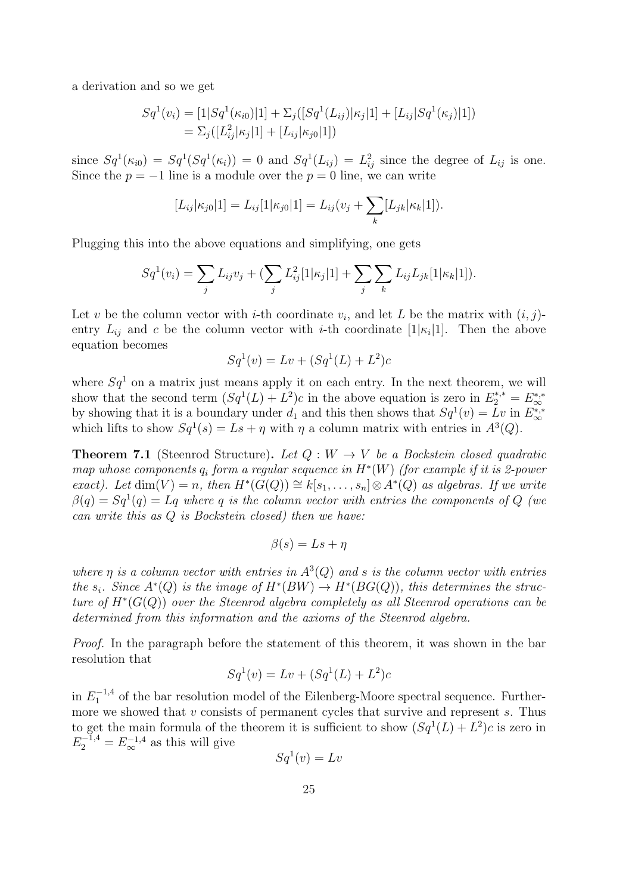a derivation and so we get

$$\begin{aligned} Sq^1(v_i) &= [1|Sq^1(\kappa_{i0})|1] + \Sigma_j([Sq^1(L_{ij})|\kappa_j|1] + [L_{ij}|Sq^1(\kappa_j)|1]) \\ &= \Sigma_j([L_{ij}^2|\kappa_j|1] + [L_{ij}|\kappa_{j0}|1]) \end{aligned}$$

since $Sq^1(\kappa_{i0}) = Sq^1(Sq^1(\kappa_i)) = 0$ and $Sq^1(L_{ij}) = L_{ij}^2$ since the degree of $L_{ij}$ is one. Since the $p = -1$ line is a module over the $p = 0$ line, we can write

$$[L_{ij}|\kappa_{j0}|1] = L_{ij}[1|\kappa_{j0}|1] = L_{ij}(v_j + \sum_k [L_{jk}|\kappa_k|1]).$$

Plugging this into the above equations and simplifying, one gets

$$Sq^1(v_i) = \sum_j L_{ij}v_j + (\sum_j L_{ij}^2[1|\kappa_j|1] + \sum_j \sum_k L_{ij}L_{jk}[1|\kappa_k|1]).$$

Let $v$ be the column vector with $i$-th coordinate $v_i$, and let $L$ be the matrix with $(i,j)$-entry $L_{ij}$ and $c$ be the column vector with $i$-th coordinate $[1|\kappa_i|1]$. Then the above equation becomes

$$Sq^1(v) = Lv + (Sq^1(L) + L^2)c$$

where $Sq^1$ on a matrix just means apply it on each entry. In the next theorem, we will show that the second term $(Sq^1(L) + L^2)c$ in the above equation is zero in $E_2^{*,*} = E_\infty^{*,*}$ by showing that it is a boundary under $d_1$ and this then shows that $Sq^1(v) = Lv$ in $E_\infty^{*,*}$ which lifts to show $Sq^1(s) = Ls + \eta$ with $\eta$ a column matrix with entries in $A^3(Q)$.

**Theorem 7.1** (Steenrod Structure)**.** *Let $Q : W \to V$ be a Bockstein closed quadratic map whose components $q_i$ form a regular sequence in $H^*(W)$ (for example if it is 2-power exact). Let $\dim(V) = n$, then $H^*(G(Q)) \cong k[s_1, \ldots, s_n] \otimes A^*(Q)$ as algebras. If we write $\beta(q) = Sq^1(q) = Lq$ where $q$ is the column vector with entries the components of $Q$ (we can write this as $Q$ is Bockstein closed) then we have:*

$$\beta(s) = Ls + \eta$$

*where $\eta$ is a column vector with entries in $A^3(Q)$ and $s$ is the column vector with entries the $s_i$. Since $A^*(Q)$ is the image of $H^*(BW) \to H^*(BG(Q))$, this determines the structure of $H^*(G(Q))$ over the Steenrod algebra completely as all Steenrod operations can be determined from this information and the axioms of the Steenrod algebra.*

*Proof.* In the paragraph before the statement of this theorem, it was shown in the bar resolution that

$$Sq^1(v) = Lv + (Sq^1(L) + L^2)c$$

in $E_1^{-1,4}$ of the bar resolution model of the Eilenberg-Moore spectral sequence. Furthermore we showed that $v$ consists of permanent cycles that survive and represent $s$. Thus to get the main formula of the theorem it is sufficient to show $(Sq^1(L) + L^2)c$ is zero in $E_2^{-1,4} = E_\infty^{-1,4}$ as this will give

$$Sq^1(v) = Lv$$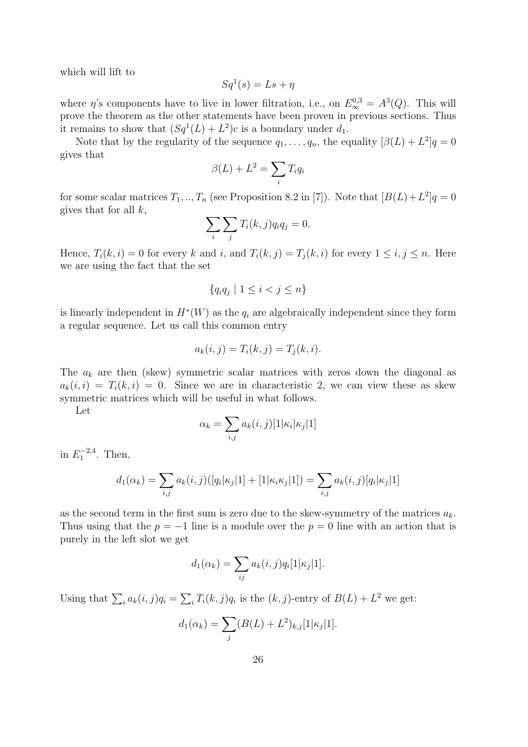which will lift to

$$Sq^1(s) = Ls + \eta$$

where $\eta$'s components have to live in lower filtration, i.e., on $E_\infty^{0,3} = A^3(Q)$. This will prove the theorem as the other statements have been proven in previous sections. Thus it remains to show that $(Sq^1(L) + L^2)c$ is a boundary under $d_1$.

Note that by the regularity of the sequence $q_1, \dots, q_n$, the equality $[\beta(L) + L^2]q = 0$ gives that

$$\beta(L) + L^2 = \sum_i T_i q_i$$

for some scalar matrices $T_1, .., T_n$ (see Proposition 8.2 in [7]). Note that $[B(L)+L^2]q = 0$ gives that for all $k$,

$$\sum_i \sum_j T_i(k,j) q_i q_j = 0.$$

Hence, $T_i(k,i) = 0$ for every $k$ and $i$, and $T_i(k,j) = T_j(k,i)$ for every $1 \le i,j \le n$. Here we are using the fact that the set

$$\{q_i q_j \mid 1 \le i < j \le n\}$$

is linearly independent in $H^*(W)$ as the $q_i$ are algebraically independent since they form a regular sequence. Let us call this common entry

$$a_k(i,j) = T_i(k,j) = T_j(k,i).$$

The $a_k$ are then (skew) symmetric scalar matrices with zeros down the diagonal as $a_k(i,i) = T_i(k,i) = 0$. Since we are in characteristic 2, we can view these as skew symmetric matrices which will be useful in what follows.

Let

$$\alpha_k = \sum_{i,j} a_k(i,j)[1|\kappa_i|\kappa_j|1]$$

in $E_1^{-2,4}$. Then,

$$d_1(\alpha_k) = \sum_{i,j} a_k(i,j)([q_i|\kappa_j|1] + [1|\kappa_i\kappa_j|1]) = \sum_{i,j} a_k(i,j)[q_i|\kappa_j|1]$$

as the second term in the first sum is zero due to the skew-symmetry of the matrices $a_k$. Thus using that the $p = -1$ line is a module over the $p = 0$ line with an action that is purely in the left slot we get

$$d_1(\alpha_k) = \sum_{ij} a_k(i,j) q_i [1|\kappa_j|1].$$

Using that $\sum_i a_k(i,j) q_i = \sum_i T_i(k,j) q_i$ is the $(k,j)$-entry of $B(L) + L^2$ we get:

$$d_1(\alpha_k) = \sum_j (B(L) + L^2)_{k,j} [1|\kappa_j|1].$$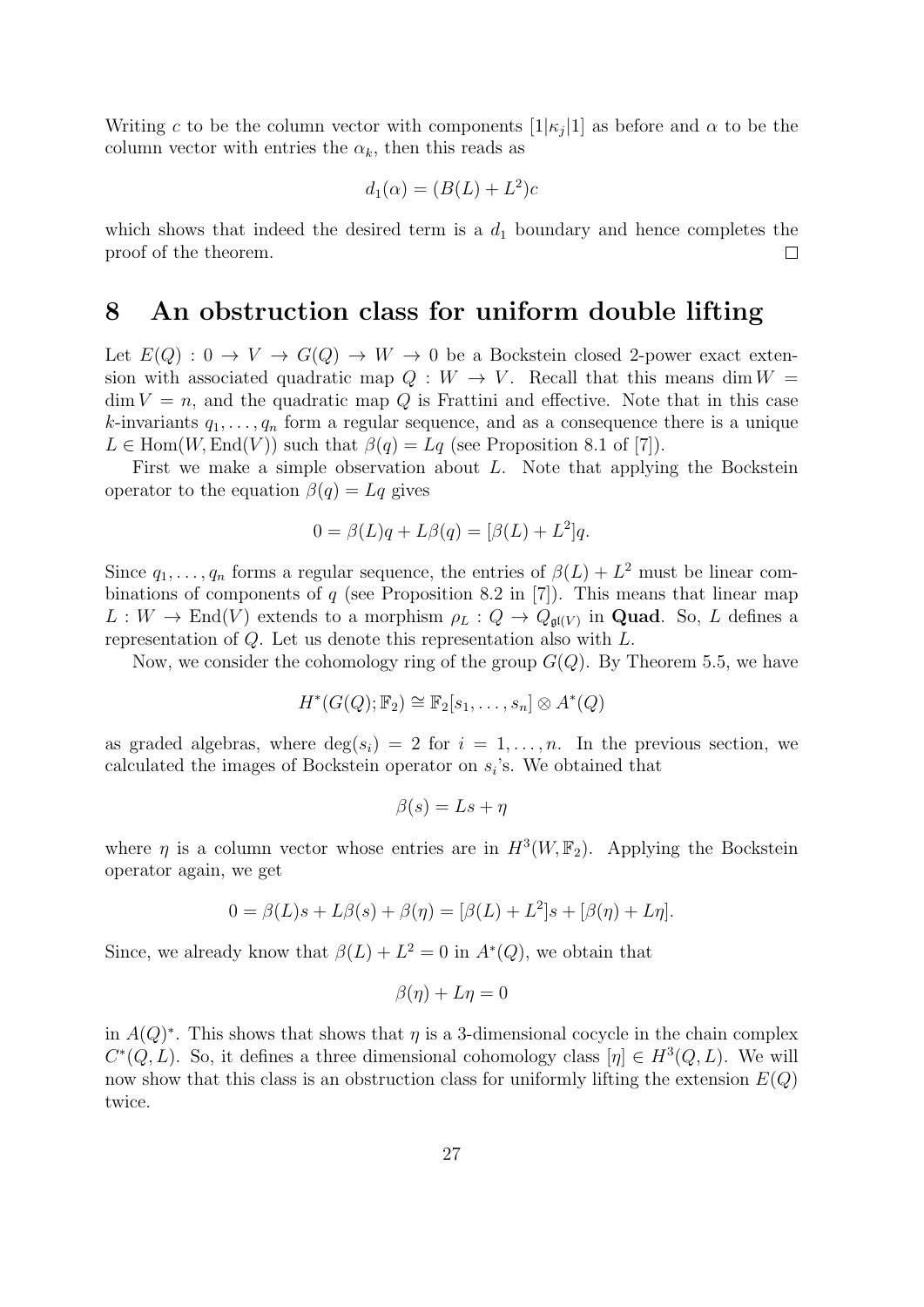Writing $c$ to be the column vector with components $[1|\kappa_j|1]$ as before and $\alpha$ to be the column vector with entries the $\alpha_k$, then this reads as

$$d_1(\alpha) = (B(L) + L^2)c$$

which shows that indeed the desired term is a $d_1$ boundary and hence completes the proof of the theorem. □

# 8 An obstruction class for uniform double lifting

Let $E(Q) : 0 \to V \to G(Q) \to W \to 0$ be a Bockstein closed 2-power exact extension with associated quadratic map $Q : W \to V$. Recall that this means $\dim W = \dim V = n$, and the quadratic map $Q$ is Frattini and effective. Note that in this case $k$-invariants $q_1, \dots, q_n$ form a regular sequence, and as a consequence there is a unique $L \in \mathrm{Hom}(W, \mathrm{End}(V))$ such that $\beta(q) = Lq$ (see Proposition 8.1 of [7]).

First we make a simple observation about $L$. Note that applying the Bockstein operator to the equation $\beta(q) = Lq$ gives

$$0 = \beta(L)q + L\beta(q) = [\beta(L) + L^2]q.$$

Since $q_1, \dots, q_n$ forms a regular sequence, the entries of $\beta(L) + L^2$ must be linear combinations of components of $q$ (see Proposition 8.2 in [7]). This means that linear map $L : W \to \mathrm{End}(V)$ extends to a morphism $\rho_L : Q \to Q_{\mathfrak{gl}(V)}$ in **Quad**. So, $L$ defines a representation of $Q$. Let us denote this representation also with $L$.

Now, we consider the cohomology ring of the group $G(Q)$. By Theorem 5.5, we have

$$H^*(G(Q); \mathbb{F}_2) \cong \mathbb{F}_2[s_1, \dots, s_n] \otimes A^*(Q)$$

as graded algebras, where $\deg(s_i) = 2$ for $i = 1, \dots, n$. In the previous section, we calculated the images of Bockstein operator on $s_i$'s. We obtained that

$$\beta(s) = Ls + \eta$$

where $\eta$ is a column vector whose entries are in $H^3(W, \mathbb{F}_2)$. Applying the Bockstein operator again, we get

$$0 = \beta(L)s + L\beta(s) + \beta(\eta) = [\beta(L) + L^2]s + [\beta(\eta) + L\eta].$$

Since, we already know that $\beta(L) + L^2 = 0$ in $A^*(Q)$, we obtain that

$$\beta(\eta) + L\eta = 0$$

in $A(Q)^*$. This shows that shows that $\eta$ is a 3-dimensional cocycle in the chain complex $C^*(Q, L)$. So, it defines a three dimensional cohomology class $[\eta] \in H^3(Q, L)$. We will now show that this class is an obstruction class for uniformly lifting the extension $E(Q)$ twice.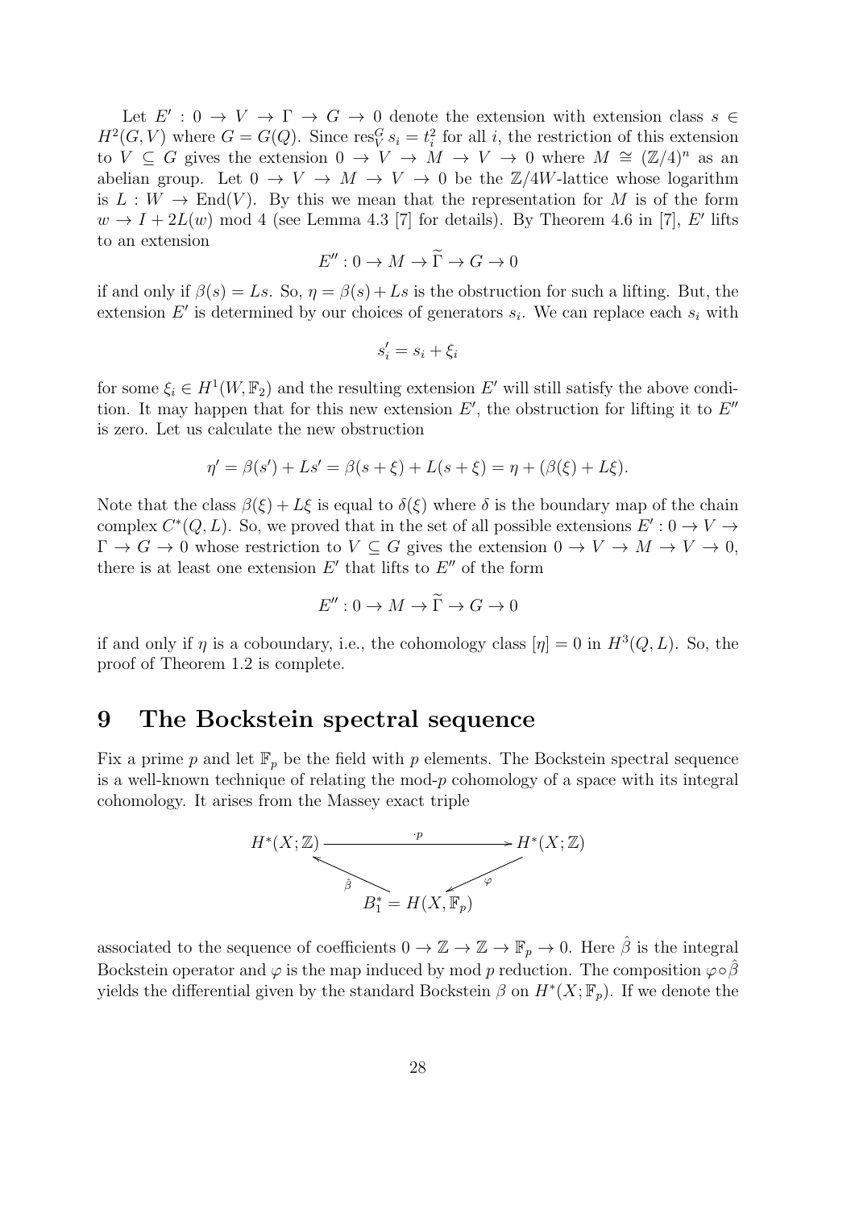Let $E' : 0 \to V \to \Gamma \to G \to 0$ denote the extension with extension class $s \in H^2(G, V)$ where $G = G(Q)$. Since $\operatorname{res}^G_V s_i = t_i^2$ for all $i$, the restriction of this extension to $V \subseteq G$ gives the extension $0 \to V \to M \to V \to 0$ where $M \cong (\mathbb{Z}/4)^n$ as an abelian group. Let $0 \to V \to M \to V \to 0$ be the $\mathbb{Z}/4W$-lattice whose logarithm is $L : W \to \operatorname{End}(V)$. By this we mean that the representation for $M$ is of the form $w \to I + 2L(w) \bmod 4$ (see Lemma 4.3 [7] for details). By Theorem 4.6 in [7], $E'$ lifts to an extension

$$E'' : 0 \to M \to \widetilde{\Gamma} \to G \to 0$$

if and only if $\beta(s) = Ls$. So, $\eta = \beta(s) + Ls$ is the obstruction for such a lifting. But, the extension $E'$ is determined by our choices of generators $s_i$. We can replace each $s_i$ with

$$s_i' = s_i + \xi_i$$

for some $\xi_i \in H^1(W, \mathbb{F}_2)$ and the resulting extension $E'$ will still satisfy the above condition. It may happen that for this new extension $E'$, the obstruction for lifting it to $E''$ is zero. Let us calculate the new obstruction

$$\eta' = \beta(s') + Ls' = \beta(s + \xi) + L(s + \xi) = \eta + (\beta(\xi) + L\xi).$$

Note that the class $\beta(\xi) + L\xi$ is equal to $\delta(\xi)$ where $\delta$ is the boundary map of the chain complex $C^*(Q, L)$. So, we proved that in the set of all possible extensions $E' : 0 \to V \to \Gamma \to G \to 0$ whose restriction to $V \subseteq G$ gives the extension $0 \to V \to M \to V \to 0$, there is at least one extension $E'$ that lifts to $E''$ of the form

$$E'' : 0 \to M \to \widetilde{\Gamma} \to G \to 0$$

if and only if $\eta$ is a coboundary, i.e., the cohomology class $[\eta] = 0$ in $H^3(Q, L)$. So, the proof of Theorem 1.2 is complete.

# 9 The Bockstein spectral sequence

Fix a prime $p$ and let $\mathbb{F}_p$ be the field with $p$ elements. The Bockstein spectral sequence is a well-known technique of relating the mod-$p$ cohomology of a space with its integral cohomology. It arises from the Massey exact triple

$$\begin{array}{ccc} H^*(X;\mathbb{Z}) & \xrightarrow{\cdot p} & H^*(X;\mathbb{Z}) \\ & \nwarrow^{\hat{\beta}} \quad \swarrow_{\varphi} & \\ & B_1^* = H(X, \mathbb{F}_p) & \end{array}$$

associated to the sequence of coefficients $0 \to \mathbb{Z} \to \mathbb{Z} \to \mathbb{F}_p \to 0$. Here $\hat{\beta}$ is the integral Bockstein operator and $\varphi$ is the map induced by mod $p$ reduction. The composition $\varphi \circ \hat{\beta}$ yields the differential given by the standard Bockstein $\beta$ on $H^*(X; \mathbb{F}_p)$. If we denote the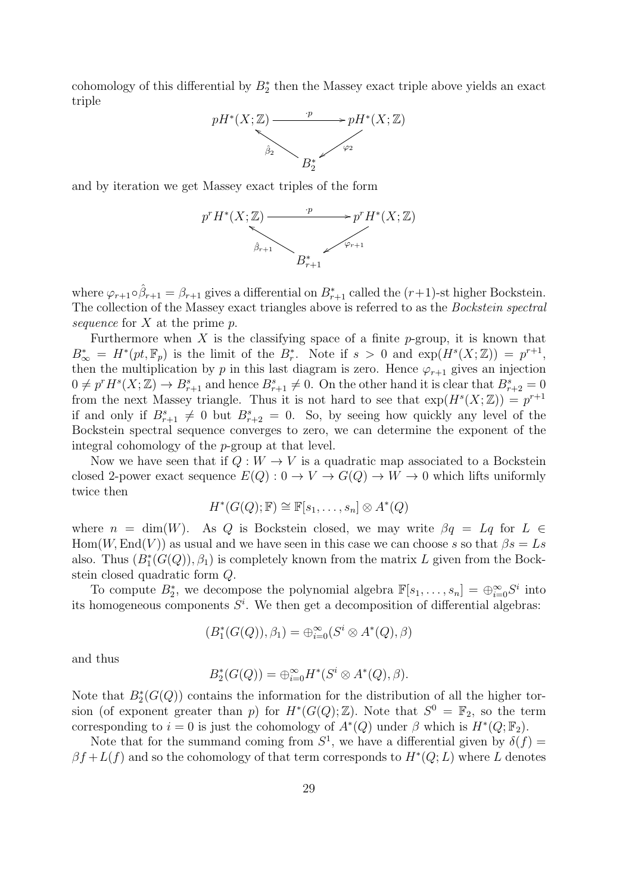cohomology of this differential by $B_2^*$ then the Massey exact triple above yields an exact triple

$$\begin{array}{ccc} pH^*(X;\mathbb{Z}) & \xrightarrow{\cdot p} & pH^*(X;\mathbb{Z}) \\ & {\scriptstyle \hat{\beta}_2} \nwarrow \quad \swarrow {\scriptstyle \varphi_2} & \\ & B_2^* & \end{array}$$

and by iteration we get Massey exact triples of the form

$$\begin{array}{ccc} p^r H^*(X;\mathbb{Z}) & \xrightarrow{\cdot p} & p^r H^*(X;\mathbb{Z}) \\ & {\scriptstyle \hat{\beta}_{r+1}} \nwarrow \quad \swarrow {\scriptstyle \varphi_{r+1}} & \\ & B_{r+1}^* & \end{array}$$

where $\varphi_{r+1} \circ \hat{\beta}_{r+1} = \beta_{r+1}$ gives a differential on $B_{r+1}^*$ called the $(r+1)$-st higher Bockstein. The collection of the Massey exact triangles above is referred to as the *Bockstein spectral sequence* for $X$ at the prime $p$.

Furthermore when $X$ is the classifying space of a finite $p$-group, it is known that $B_\infty^* = H^*(pt, \mathbb{F}_p)$ is the limit of the $B_r^*$. Note if $s > 0$ and $\exp(H^s(X;\mathbb{Z})) = p^{r+1}$, then the multiplication by $p$ in this last diagram is zero. Hence $\varphi_{r+1}$ gives an injection $0 \neq p^r H^s(X;\mathbb{Z}) \to B_{r+1}^s$ and hence $B_{r+1}^s \neq 0$. On the other hand it is clear that $B_{r+2}^s = 0$ from the next Massey triangle. Thus it is not hard to see that $\exp(H^s(X;\mathbb{Z})) = p^{r+1}$ if and only if $B_{r+1}^s \neq 0$ but $B_{r+2}^s = 0$. So, by seeing how quickly any level of the Bockstein spectral sequence converges to zero, we can determine the exponent of the integral cohomology of the $p$-group at that level.

Now we have seen that if $Q : W \to V$ is a quadratic map associated to a Bockstein closed 2-power exact sequence $E(Q) : 0 \to V \to G(Q) \to W \to 0$ which lifts uniformly twice then

$$H^*(G(Q);\mathbb{F}) \cong \mathbb{F}[s_1, \ldots, s_n] \otimes A^*(Q)$$

where $n = \dim(W)$. As $Q$ is Bockstein closed, we may write $\beta q = Lq$ for $L \in \mathrm{Hom}(W, \mathrm{End}(V))$ as usual and we have seen in this case we can choose $s$ so that $\beta s = Ls$ also. Thus $(B_1^*(G(Q)), \beta_1)$ is completely known from the matrix $L$ given from the Bockstein closed quadratic form $Q$.

To compute $B_2^*$, we decompose the polynomial algebra $\mathbb{F}[s_1, \ldots, s_n] = \oplus_{i=0}^\infty S^i$ into its homogeneous components $S^i$. We then get a decomposition of differential algebras:

$$(B_1^*(G(Q)), \beta_1) = \oplus_{i=0}^\infty (S^i \otimes A^*(Q), \beta)$$

and thus

$$B_2^*(G(Q)) = \oplus_{i=0}^\infty H^*(S^i \otimes A^*(Q), \beta).$$

Note that $B_2^*(G(Q))$ contains the information for the distribution of all the higher torsion (of exponent greater than $p$) for $H^*(G(Q);\mathbb{Z})$. Note that $S^0 = \mathbb{F}_2$, so the term corresponding to $i = 0$ is just the cohomology of $A^*(Q)$ under $\beta$ which is $H^*(Q;\mathbb{F}_2)$.

Note that for the summand coming from $S^1$, we have a differential given by $\delta(f) = \beta f + L(f)$ and so the cohomology of that term corresponds to $H^*(Q; L)$ where $L$ denotes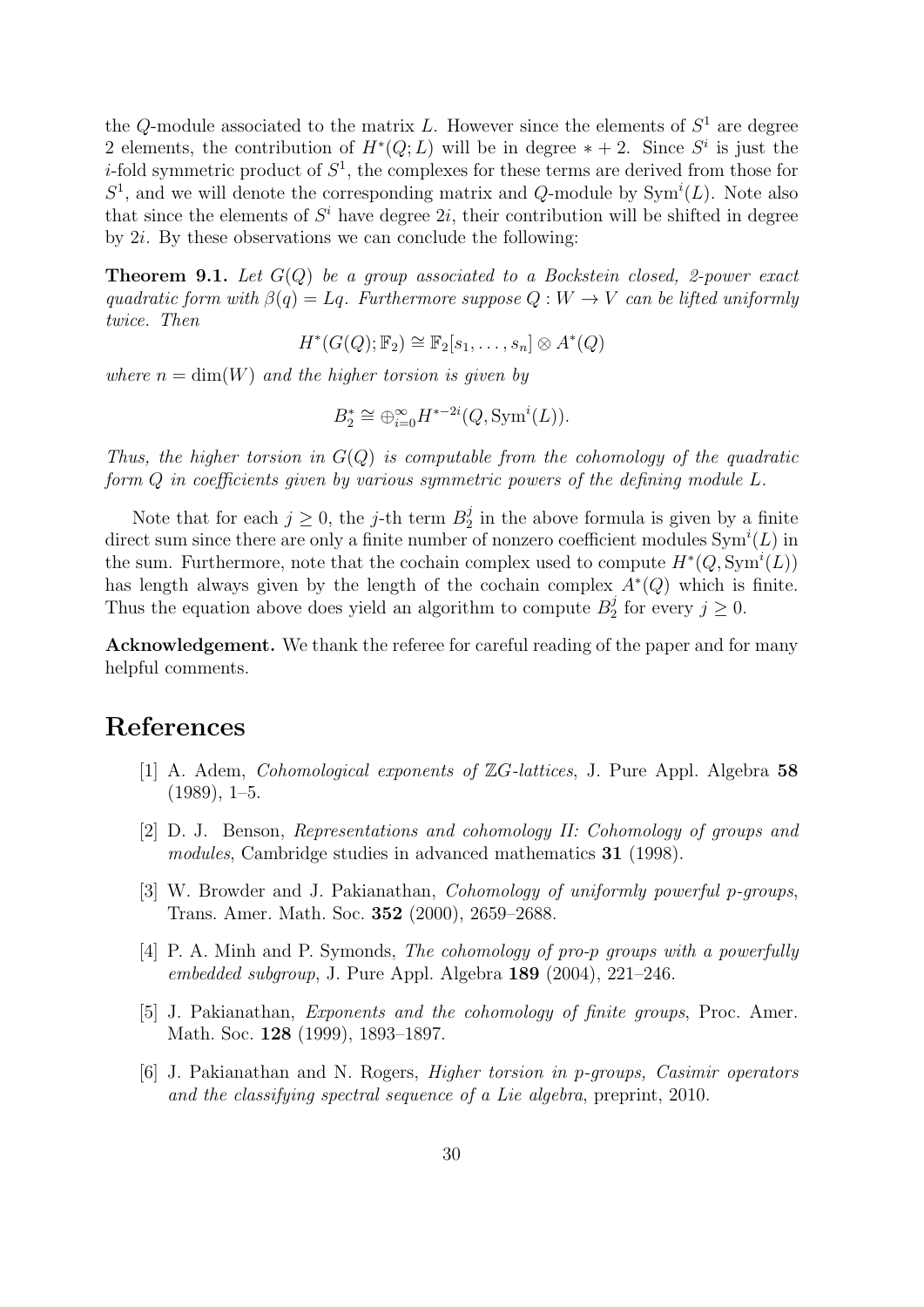the $Q$-module associated to the matrix $L$. However since the elements of $S^1$ are degree 2 elements, the contribution of $H^*(Q; L)$ will be in degree $* + 2$. Since $S^i$ is just the $i$-fold symmetric product of $S^1$, the complexes for these terms are derived from those for $S^1$, and we will denote the corresponding matrix and $Q$-module by $\mathrm{Sym}^i(L)$. Note also that since the elements of $S^i$ have degree $2i$, their contribution will be shifted in degree by $2i$. By these observations we can conclude the following:

**Theorem 9.1.** *Let $G(Q)$ be a group associated to a Bockstein closed, 2-power exact quadratic form with $\beta(q) = Lq$. Furthermore suppose $Q : W \to V$ can be lifted uniformly twice. Then*

$$H^*(G(Q); \mathbb{F}_2) \cong \mathbb{F}_2[s_1, \dots, s_n] \otimes A^*(Q)$$

*where $n = \dim(W)$ and the higher torsion is given by*

$$B_2^* \cong \oplus_{i=0}^{\infty} H^{*-2i}(Q, \mathrm{Sym}^i(L)).$$

*Thus, the higher torsion in $G(Q)$ is computable from the cohomology of the quadratic form $Q$ in coefficients given by various symmetric powers of the defining module $L$.*

Note that for each $j \geq 0$, the $j$-th term $B_2^j$ in the above formula is given by a finite direct sum since there are only a finite number of nonzero coefficient modules $\mathrm{Sym}^i(L)$ in the sum. Furthermore, note that the cochain complex used to compute $H^*(Q, \mathrm{Sym}^i(L))$ has length always given by the length of the cochain complex $A^*(Q)$ which is finite. Thus the equation above does yield an algorithm to compute $B_2^j$ for every $j \geq 0$.

**Acknowledgement.** We thank the referee for careful reading of the paper and for many helpful comments.

# References

[1] A. Adem, *Cohomological exponents of $\mathbb{Z}G$-lattices*, J. Pure Appl. Algebra **58** (1989), 1–5.

[2] D. J. Benson, *Representations and cohomology II: Cohomology of groups and modules*, Cambridge studies in advanced mathematics **31** (1998).

[3] W. Browder and J. Pakianathan, *Cohomology of uniformly powerful p-groups*, Trans. Amer. Math. Soc. **352** (2000), 2659–2688.

[4] P. A. Minh and P. Symonds, *The cohomology of pro-p groups with a powerfully embedded subgroup*, J. Pure Appl. Algebra **189** (2004), 221–246.

[5] J. Pakianathan, *Exponents and the cohomology of finite groups*, Proc. Amer. Math. Soc. **128** (1999), 1893–1897.

[6] J. Pakianathan and N. Rogers, *Higher torsion in p-groups, Casimir operators and the classifying spectral sequence of a Lie algebra*, preprint, 2010.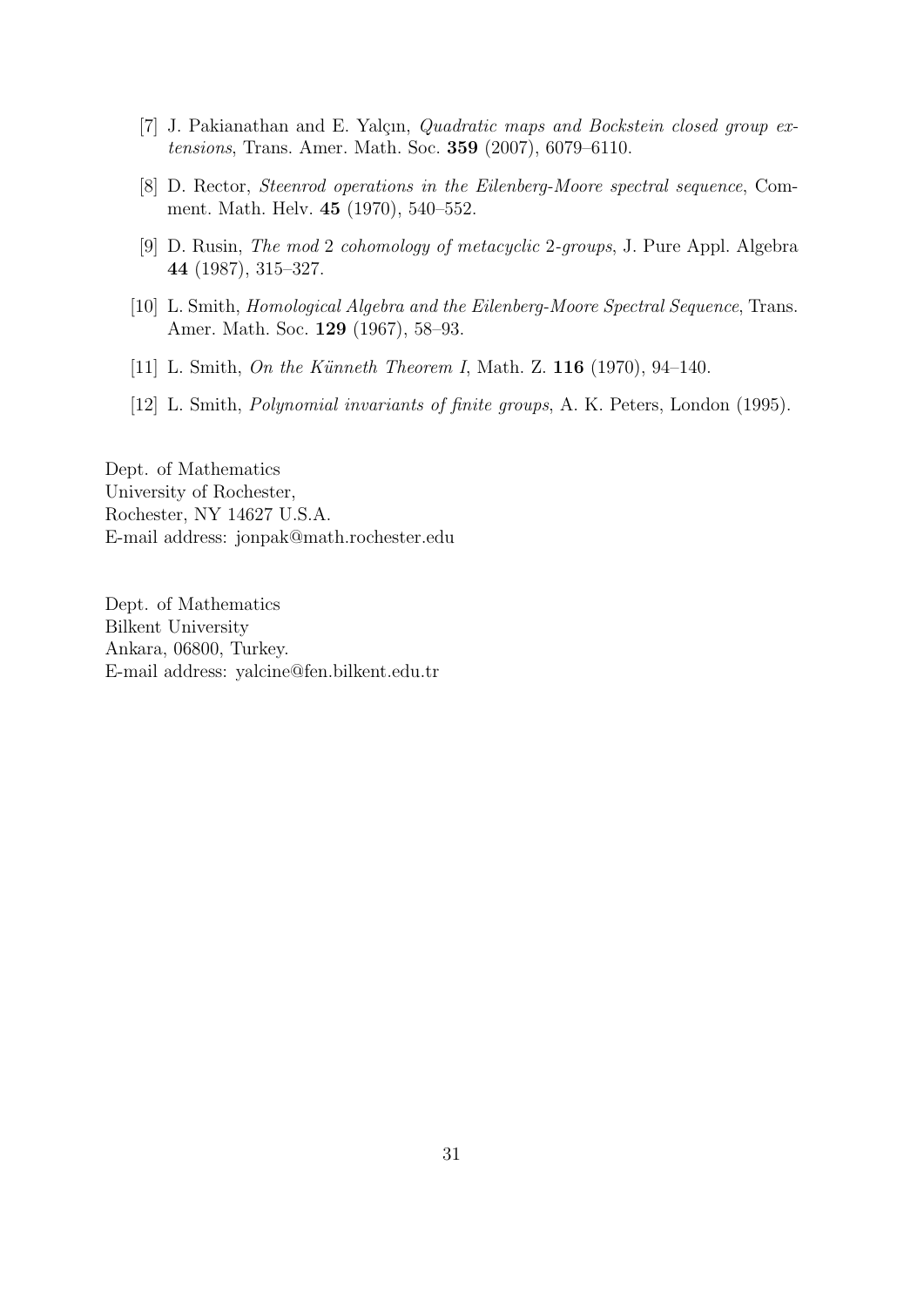[7] J. Pakianathan and E. Yalçın, *Quadratic maps and Bockstein closed group extensions*, Trans. Amer. Math. Soc. **359** (2007), 6079–6110.

[8] D. Rector, *Steenrod operations in the Eilenberg-Moore spectral sequence*, Comment. Math. Helv. **45** (1970), 540–552.

[9] D. Rusin, *The mod* 2 *cohomology of metacyclic* 2*-groups*, J. Pure Appl. Algebra **44** (1987), 315–327.

[10] L. Smith, *Homological Algebra and the Eilenberg-Moore Spectral Sequence*, Trans. Amer. Math. Soc. **129** (1967), 58–93.

[11] L. Smith, *On the Künneth Theorem I*, Math. Z. **116** (1970), 94–140.

[12] L. Smith, *Polynomial invariants of finite groups*, A. K. Peters, London (1995).

Dept. of Mathematics
University of Rochester,
Rochester, NY 14627 U.S.A.
E-mail address: jonpak@math.rochester.edu

Dept. of Mathematics
Bilkent University
Ankara, 06800, Turkey.
E-mail address: yalcine@fen.bilkent.edu.tr